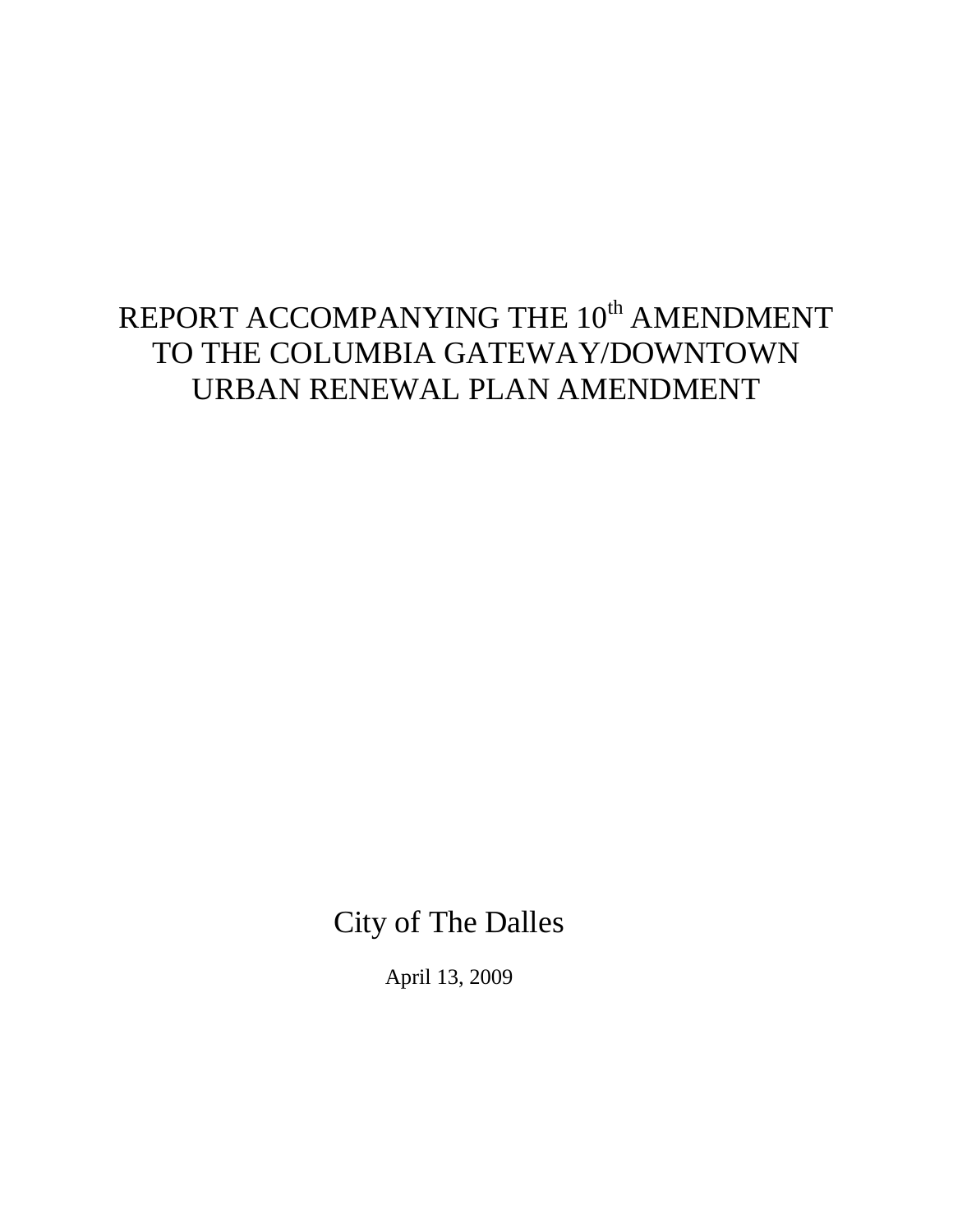# REPORT ACCOMPANYING THE 10th AMENDMENT TO THE COLUMBIA GATEWAY/DOWNTOWN URBAN RENEWAL PLAN AMENDMENT

City of The Dalles

April 13, 2009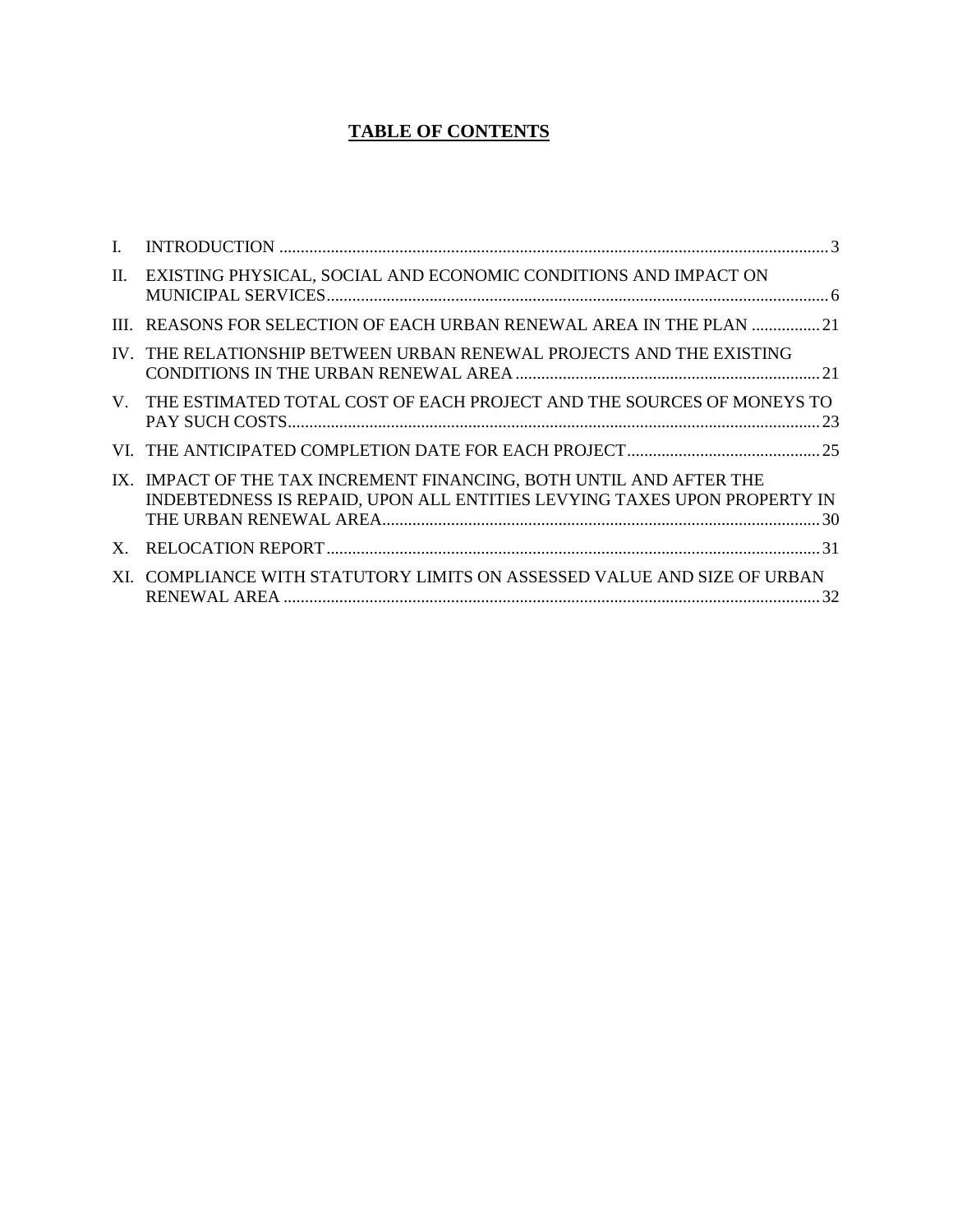# TABLE OF CONTENTS

I. INTRODUCTION ............................................................................................................................ 3

II. EXISTING PHYSICAL, SOCIAL AND ECONOMIC CONDITIONS AND IMPACT ON MUNICIPAL SERVICES .................................................................................................................... 6

III. REASONS FOR SELECTION OF EACH URBAN RENEWAL AREA IN THE PLAN ................ 21

IV. THE RELATIONSHIP BETWEEN URBAN RENEWAL PROJECTS AND THE EXISTING CONDITIONS IN THE URBAN RENEWAL AREA ....................................................................... 21

V. THE ESTIMATED TOTAL COST OF EACH PROJECT AND THE SOURCES OF MONEYS TO PAY SUCH COSTS ........................................................................................................................... 23

VI. THE ANTICIPATED COMPLETION DATE FOR EACH PROJECT ............................................ 25

IX. IMPACT OF THE TAX INCREMENT FINANCING, BOTH UNTIL AND AFTER THE INDEBTEDNESS IS REPAID, UPON ALL ENTITIES LEVYING TAXES UPON PROPERTY IN THE URBAN RENEWAL AREA ..................................................................................................... 30

X. RELOCATION REPORT .................................................................................................................. 31

XI. COMPLIANCE WITH STATUTORY LIMITS ON ASSESSED VALUE AND SIZE OF URBAN RENEWAL AREA ............................................................................................................................ 32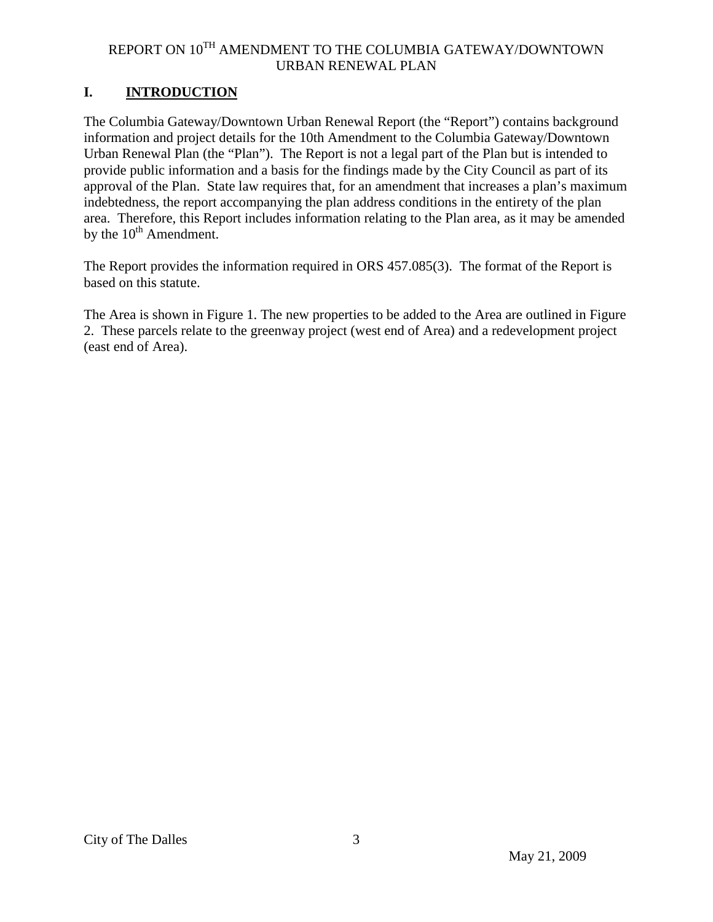# REPORT ON 10TH AMENDMENT TO THE COLUMBIA GATEWAY/DOWNTOWN URBAN RENEWAL PLAN

## I. INTRODUCTION

The Columbia Gateway/Downtown Urban Renewal Report (the "Report") contains background information and project details for the 10th Amendment to the Columbia Gateway/Downtown Urban Renewal Plan (the "Plan"). The Report is not a legal part of the Plan but is intended to provide public information and a basis for the findings made by the City Council as part of its approval of the Plan. State law requires that, for an amendment that increases a plan's maximum indebtedness, the report accompanying the plan address conditions in the entirety of the plan area. Therefore, this Report includes information relating to the Plan area, as it may be amended by the 10th Amendment.

The Report provides the information required in ORS 457.085(3). The format of the Report is based on this statute.

The Area is shown in Figure 1. The new properties to be added to the Area are outlined in Figure 2. These parcels relate to the greenway project (west end of Area) and a redevelopment project (east end of Area).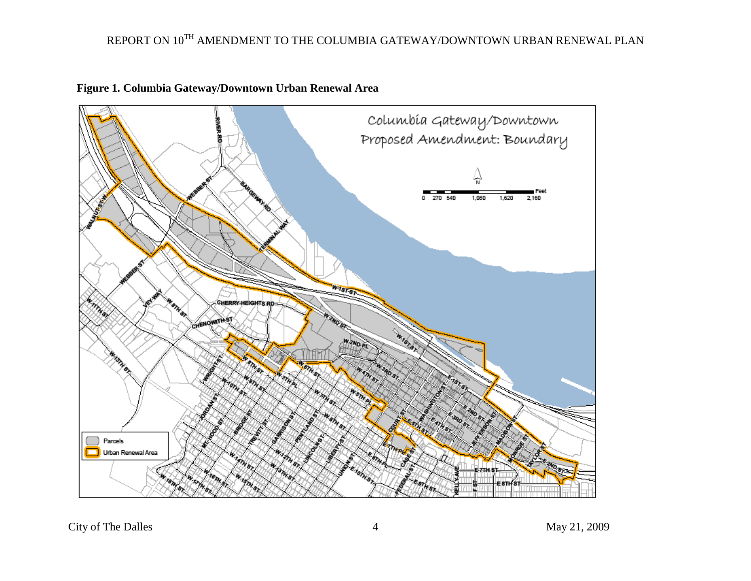**Figure 1. Columbia Gateway/Downtown Urban Renewal Area**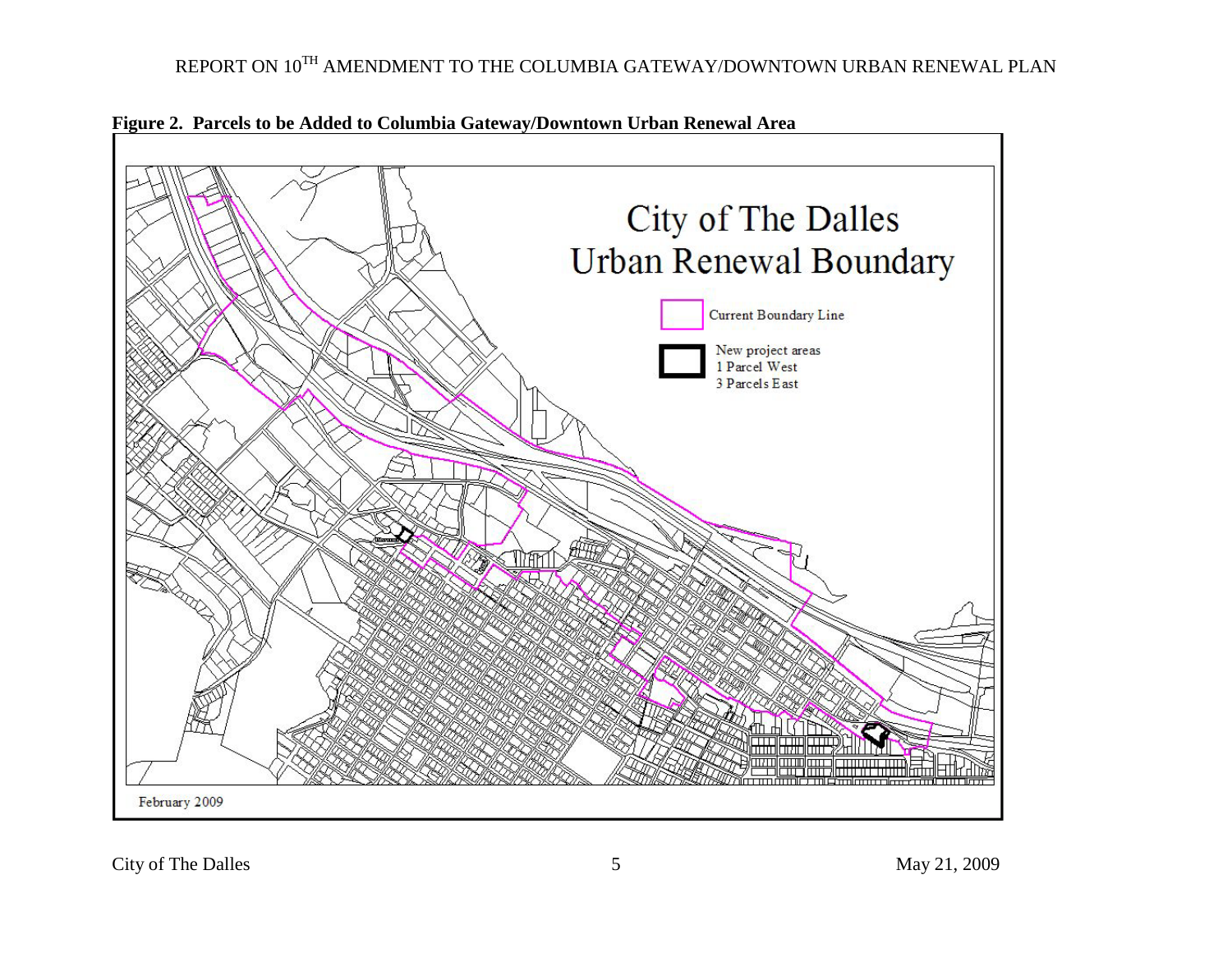**Figure 2. Parcels to be Added to Columbia Gateway/Downtown Urban Renewal Area**

City of The Dalles
Urban Renewal Boundary

Current Boundary Line

New project areas
1 Parcel West
3 Parcels East

February 2009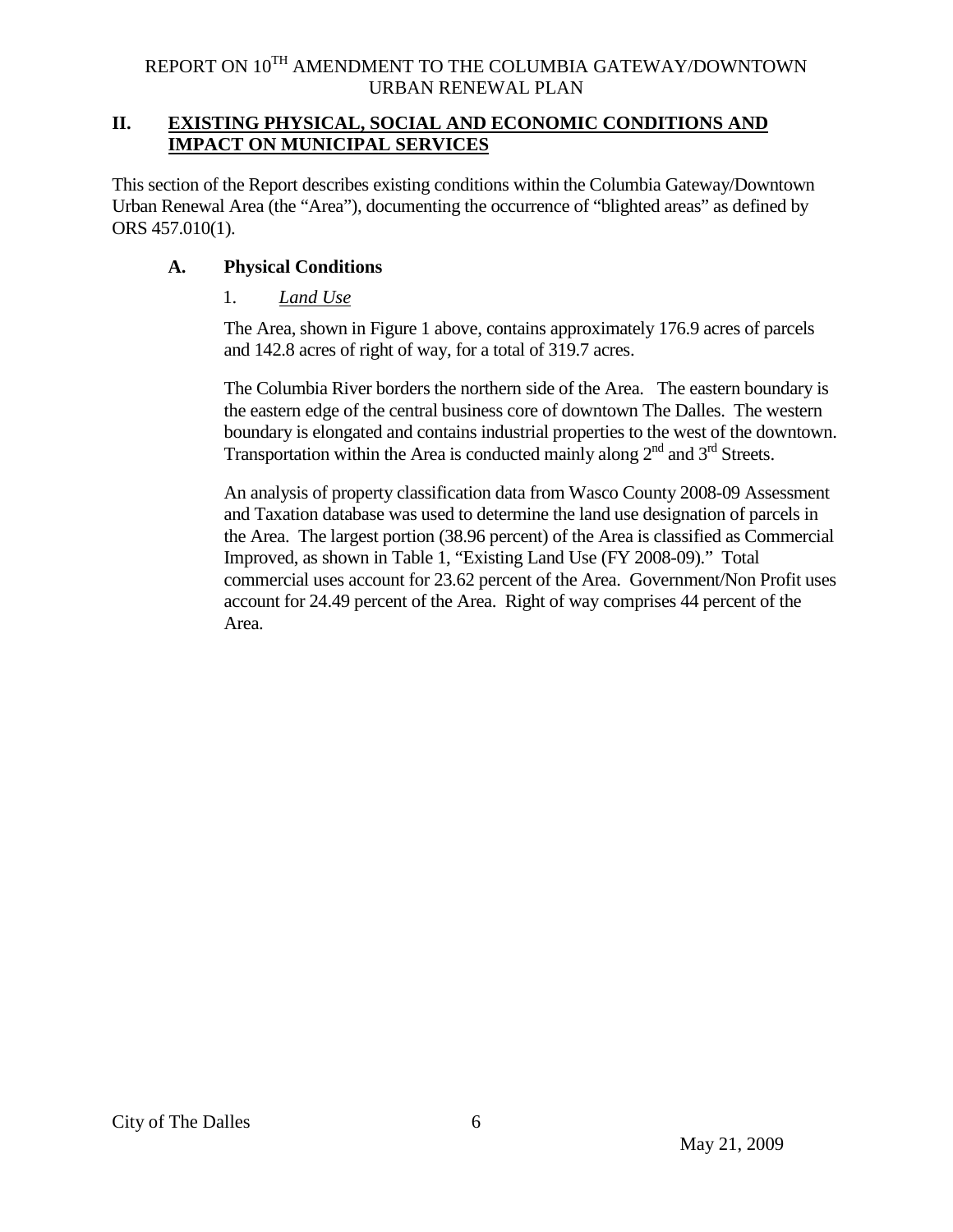## II. EXISTING PHYSICAL, SOCIAL AND ECONOMIC CONDITIONS AND IMPACT ON MUNICIPAL SERVICES

This section of the Report describes existing conditions within the Columbia Gateway/Downtown Urban Renewal Area (the "Area"), documenting the occurrence of "blighted areas" as defined by ORS 457.010(1).

### A. Physical Conditions

#### 1. *Land Use*

The Area, shown in Figure 1 above, contains approximately 176.9 acres of parcels and 142.8 acres of right of way, for a total of 319.7 acres.

The Columbia River borders the northern side of the Area. The eastern boundary is the eastern edge of the central business core of downtown The Dalles. The western boundary is elongated and contains industrial properties to the west of the downtown. Transportation within the Area is conducted mainly along 2nd and 3rd Streets.

An analysis of property classification data from Wasco County 2008-09 Assessment and Taxation database was used to determine the land use designation of parcels in the Area. The largest portion (38.96 percent) of the Area is classified as Commercial Improved, as shown in Table 1, "Existing Land Use (FY 2008-09)." Total commercial uses account for 23.62 percent of the Area. Government/Non Profit uses account for 24.49 percent of the Area. Right of way comprises 44 percent of the Area.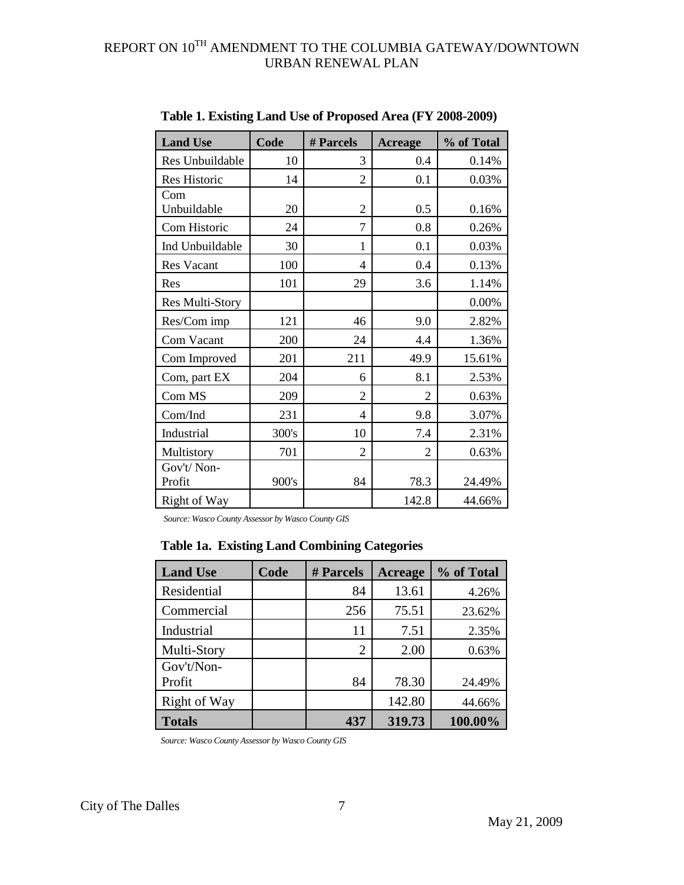**Table 1. Existing Land Use of Proposed Area (FY 2008-2009)**

| Land Use | Code | # Parcels | Acreage | % of Total |
|---|---|---|---|---|
| Res Unbuildable | 10 | 3 | 0.4 | 0.14% |
| Res Historic | 14 | 2 | 0.1 | 0.03% |
| Com Unbuildable | 20 | 2 | 0.5 | 0.16% |
| Com Historic | 24 | 7 | 0.8 | 0.26% |
| Ind Unbuildable | 30 | 1 | 0.1 | 0.03% |
| Res Vacant | 100 | 4 | 0.4 | 0.13% |
| Res | 101 | 29 | 3.6 | 1.14% |
| Res Multi-Story | | | | 0.00% |
| Res/Com imp | 121 | 46 | 9.0 | 2.82% |
| Com Vacant | 200 | 24 | 4.4 | 1.36% |
| Com Improved | 201 | 211 | 49.9 | 15.61% |
| Com, part EX | 204 | 6 | 8.1 | 2.53% |
| Com MS | 209 | 2 | 2 | 0.63% |
| Com/Ind | 231 | 4 | 9.8 | 3.07% |
| Industrial | 300's | 10 | 7.4 | 2.31% |
| Multistory | 701 | 2 | 2 | 0.63% |
| Gov't/ Non-Profit | 900's | 84 | 78.3 | 24.49% |
| Right of Way | | | 142.8 | 44.66% |

*Source: Wasco County Assessor by Wasco County GIS*

**Table 1a. Existing Land Combining Categories**

| Land Use | Code | # Parcels | Acreage | % of Total |
|---|---|---|---|---|
| Residential | | 84 | 13.61 | 4.26% |
| Commercial | | 256 | 75.51 | 23.62% |
| Industrial | | 11 | 7.51 | 2.35% |
| Multi-Story | | 2 | 2.00 | 0.63% |
| Gov't/Non-Profit | | 84 | 78.30 | 24.49% |
| Right of Way | | | 142.80 | 44.66% |
| **Totals** | | **437** | **319.73** | **100.00%** |

*Source: Wasco County Assessor by Wasco County GIS*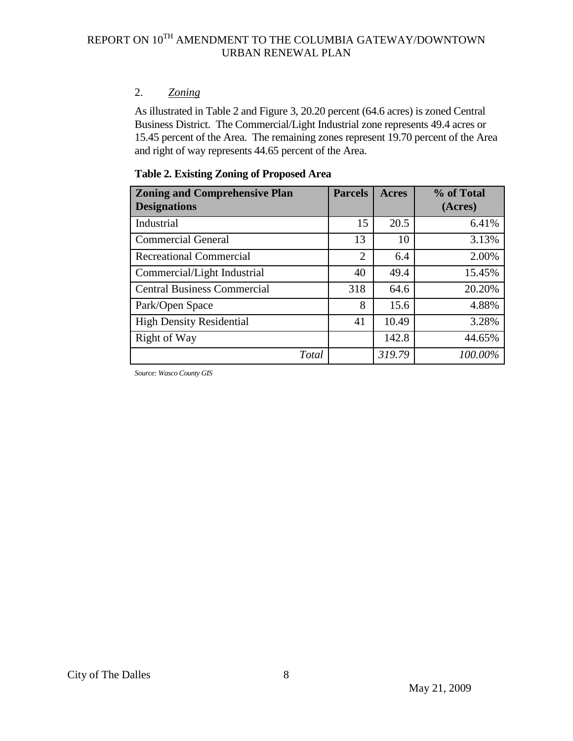2. *Zoning*

As illustrated in Table 2 and Figure 3, 20.20 percent (64.6 acres) is zoned Central Business District. The Commercial/Light Industrial zone represents 49.4 acres or 15.45 percent of the Area. The remaining zones represent 19.70 percent of the Area and right of way represents 44.65 percent of the Area.

**Table 2. Existing Zoning of Proposed Area**

| Zoning and Comprehensive Plan Designations | Parcels | Acres | % of Total (Acres) |
|---|---|---|---|
| Industrial | 15 | 20.5 | 6.41% |
| Commercial General | 13 | 10 | 3.13% |
| Recreational Commercial | 2 | 6.4 | 2.00% |
| Commercial/Light Industrial | 40 | 49.4 | 15.45% |
| Central Business Commercial | 318 | 64.6 | 20.20% |
| Park/Open Space | 8 | 15.6 | 4.88% |
| High Density Residential | 41 | 10.49 | 3.28% |
| Right of Way | | 142.8 | 44.65% |
| *Total* | | *319.79* | *100.00%* |

*Source: Wasco County GIS*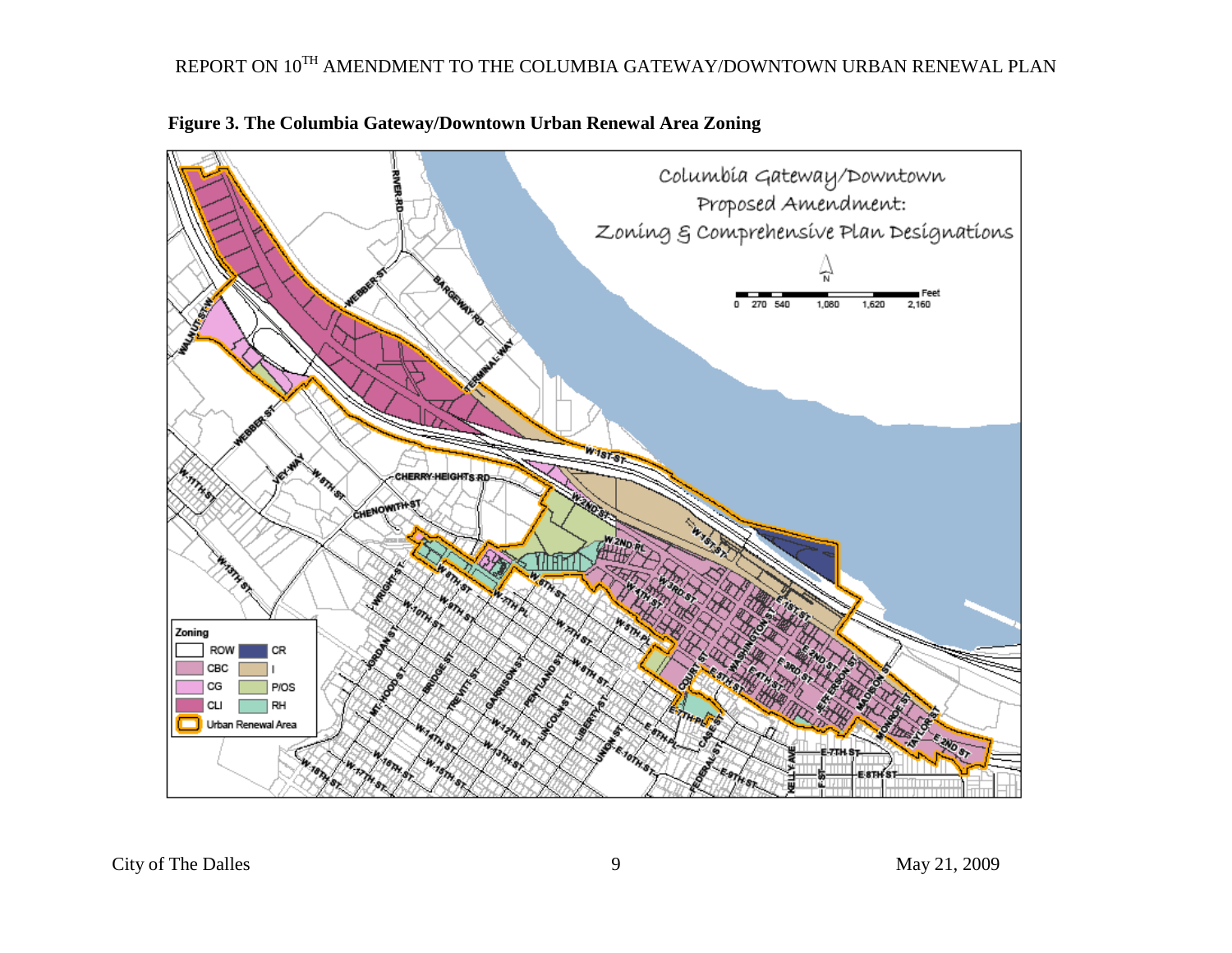**Figure 3. The Columbia Gateway/Downtown Urban Renewal Area Zoning**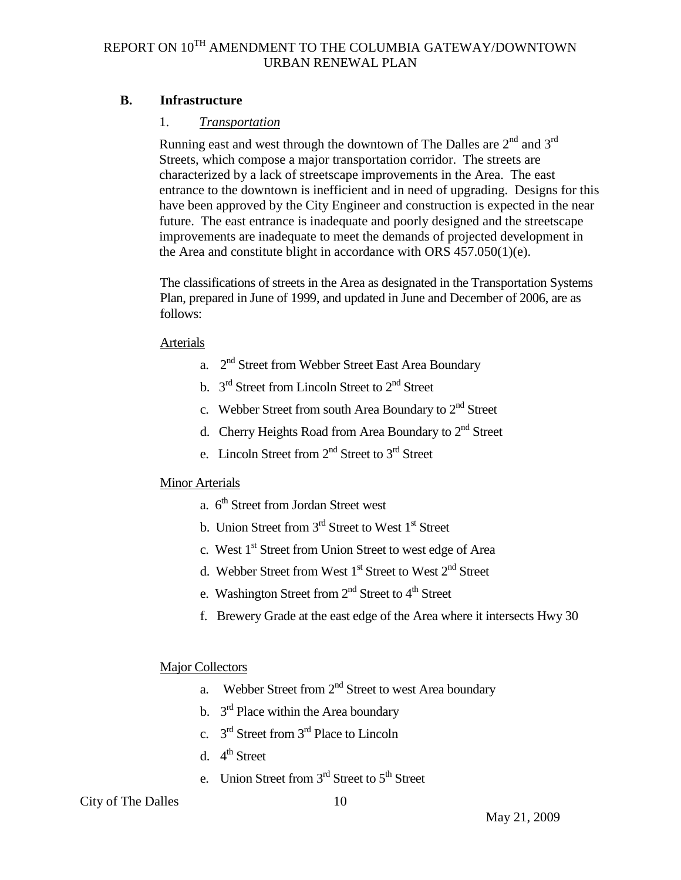## B. Infrastructure

### 1. *Transportation*

Running east and west through the downtown of The Dalles are 2nd and 3rd Streets, which compose a major transportation corridor. The streets are characterized by a lack of streetscape improvements in the Area. The east entrance to the downtown is inefficient and in need of upgrading. Designs for this have been approved by the City Engineer and construction is expected in the near future. The east entrance is inadequate and poorly designed and the streetscape improvements are inadequate to meet the demands of projected development in the Area and constitute blight in accordance with ORS 457.050(1)(e).

The classifications of streets in the Area as designated in the Transportation Systems Plan, prepared in June of 1999, and updated in June and December of 2006, are as follows:

Arterials

a. 2nd Street from Webber Street East Area Boundary
b. 3rd Street from Lincoln Street to 2nd Street
c. Webber Street from south Area Boundary to 2nd Street
d. Cherry Heights Road from Area Boundary to 2nd Street
e. Lincoln Street from 2nd Street to 3rd Street

Minor Arterials

a. 6th Street from Jordan Street west
b. Union Street from 3rd Street to West 1st Street
c. West 1st Street from Union Street to west edge of Area
d. Webber Street from West 1st Street to West 2nd Street
e. Washington Street from 2nd Street to 4th Street
f. Brewery Grade at the east edge of the Area where it intersects Hwy 30

Major Collectors

a. Webber Street from 2nd Street to west Area boundary
b. 3rd Place within the Area boundary
c. 3rd Street from 3rd Place to Lincoln
d. 4th Street
e. Union Street from 3rd Street to 5th Street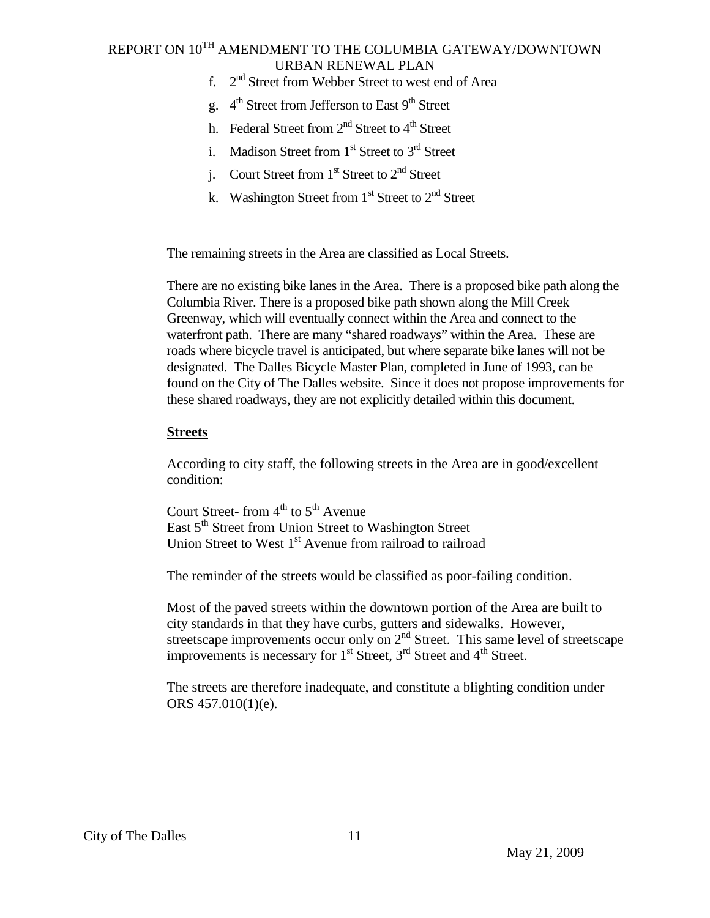f. 2nd Street from Webber Street to west end of Area
g. 4th Street from Jefferson to East 9th Street
h. Federal Street from 2nd Street to 4th Street
i. Madison Street from 1st Street to 3rd Street
j. Court Street from 1st Street to 2nd Street
k. Washington Street from 1st Street to 2nd Street

The remaining streets in the Area are classified as Local Streets.

There are no existing bike lanes in the Area. There is a proposed bike path along the Columbia River. There is a proposed bike path shown along the Mill Creek Greenway, which will eventually connect within the Area and connect to the waterfront path. There are many "shared roadways" within the Area. These are roads where bicycle travel is anticipated, but where separate bike lanes will not be designated. The Dalles Bicycle Master Plan, completed in June of 1993, can be found on the City of The Dalles website. Since it does not propose improvements for these shared roadways, they are not explicitly detailed within this document.

**Streets**

According to city staff, the following streets in the Area are in good/excellent condition:

Court Street- from 4th to 5th Avenue
East 5th Street from Union Street to Washington Street
Union Street to West 1st Avenue from railroad to railroad

The reminder of the streets would be classified as poor-failing condition.

Most of the paved streets within the downtown portion of the Area are built to city standards in that they have curbs, gutters and sidewalks. However, streetscape improvements occur only on 2nd Street. This same level of streetscape improvements is necessary for 1st Street, 3rd Street and 4th Street.

The streets are therefore inadequate, and constitute a blighting condition under ORS 457.010(1)(e).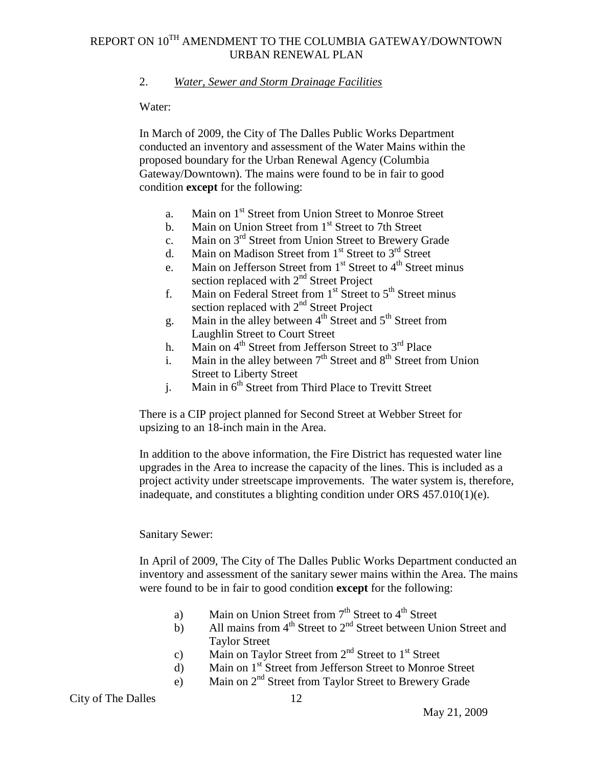2. *Water, Sewer and Storm Drainage Facilities*

Water:

In March of 2009, the City of The Dalles Public Works Department conducted an inventory and assessment of the Water Mains within the proposed boundary for the Urban Renewal Agency (Columbia Gateway/Downtown). The mains were found to be in fair to good condition **except** for the following:

a. Main on 1st Street from Union Street to Monroe Street
b. Main on Union Street from 1st Street to 7th Street
c. Main on 3rd Street from Union Street to Brewery Grade
d. Main on Madison Street from 1st Street to 3rd Street
e. Main on Jefferson Street from 1st Street to 4th Street minus section replaced with 2nd Street Project
f. Main on Federal Street from 1st Street to 5th Street minus section replaced with 2nd Street Project
g. Main in the alley between 4th Street and 5th Street from Laughlin Street to Court Street
h. Main on 4th Street from Jefferson Street to 3rd Place
i. Main in the alley between 7th Street and 8th Street from Union Street to Liberty Street
j. Main in 6th Street from Third Place to Trevitt Street

There is a CIP project planned for Second Street at Webber Street for upsizing to an 18-inch main in the Area.

In addition to the above information, the Fire District has requested water line upgrades in the Area to increase the capacity of the lines. This is included as a project activity under streetscape improvements. The water system is, therefore, inadequate, and constitutes a blighting condition under ORS 457.010(1)(e).

Sanitary Sewer:

In April of 2009, The City of The Dalles Public Works Department conducted an inventory and assessment of the sanitary sewer mains within the Area. The mains were found to be in fair to good condition **except** for the following:

a) Main on Union Street from 7th Street to 4th Street
b) All mains from 4th Street to 2nd Street between Union Street and Taylor Street
c) Main on Taylor Street from 2nd Street to 1st Street
d) Main on 1st Street from Jefferson Street to Monroe Street
e) Main on 2nd Street from Taylor Street to Brewery Grade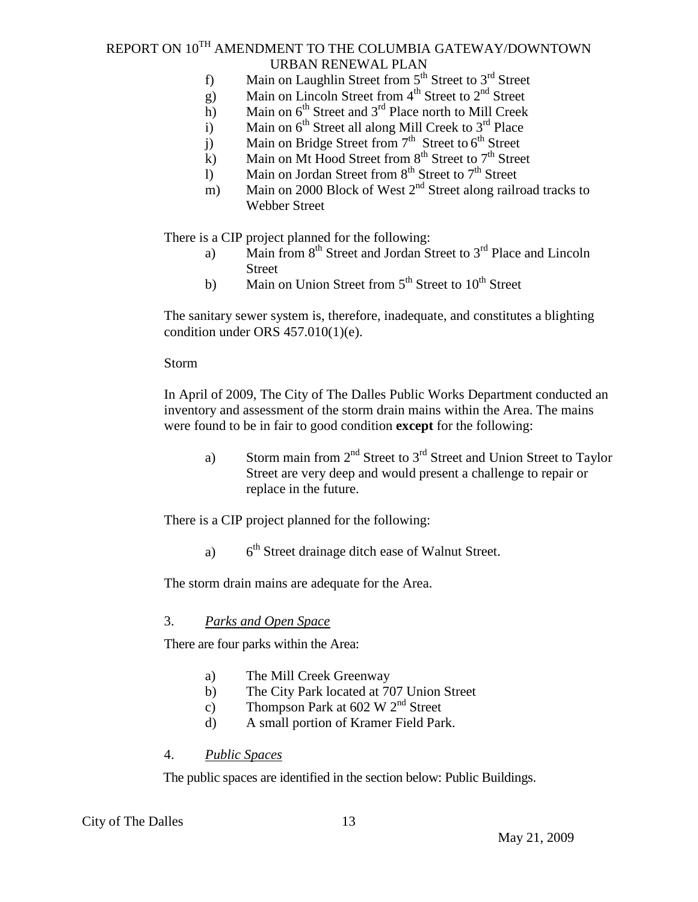f) Main on Laughlin Street from 5th Street to 3rd Street
g) Main on Lincoln Street from 4th Street to 2nd Street
h) Main on 6th Street and 3rd Place north to Mill Creek
i) Main on 6th Street all along Mill Creek to 3rd Place
j) Main on Bridge Street from 7th Street to 6th Street
k) Main on Mt Hood Street from 8th Street to 7th Street
l) Main on Jordan Street from 8th Street to 7th Street
m) Main on 2000 Block of West 2nd Street along railroad tracks to Webber Street

There is a CIP project planned for the following:

a) Main from 8th Street and Jordan Street to 3rd Place and Lincoln Street
b) Main on Union Street from 5th Street to 10th Street

The sanitary sewer system is, therefore, inadequate, and constitutes a blighting condition under ORS 457.010(1)(e).

Storm

In April of 2009, The City of The Dalles Public Works Department conducted an inventory and assessment of the storm drain mains within the Area. The mains were found to be in fair to good condition **except** for the following:

a) Storm main from 2nd Street to 3rd Street and Union Street to Taylor Street are very deep and would present a challenge to repair or replace in the future.

There is a CIP project planned for the following:

a) 6th Street drainage ditch ease of Walnut Street.

The storm drain mains are adequate for the Area.

3. *Parks and Open Space*

There are four parks within the Area:

a) The Mill Creek Greenway
b) The City Park located at 707 Union Street
c) Thompson Park at 602 W 2nd Street
d) A small portion of Kramer Field Park.

4. *Public Spaces*

The public spaces are identified in the section below: Public Buildings.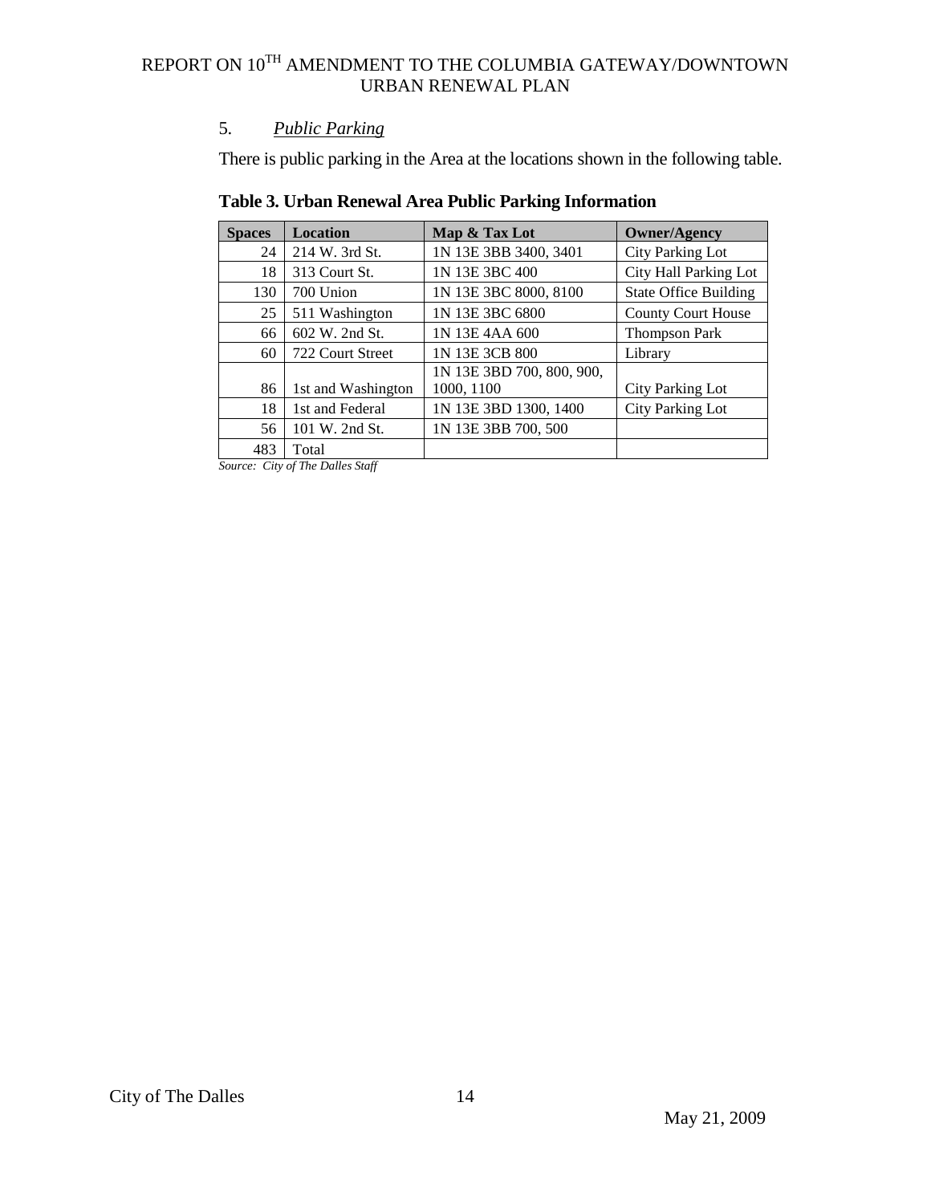5. *Public Parking*

There is public parking in the Area at the locations shown in the following table.

**Table 3. Urban Renewal Area Public Parking Information**

| Spaces | Location | Map & Tax Lot | Owner/Agency |
|---|---|---|---|
| 24 | 214 W. 3rd St. | 1N 13E 3BB 3400, 3401 | City Parking Lot |
| 18 | 313 Court St. | 1N 13E 3BC 400 | City Hall Parking Lot |
| 130 | 700 Union | 1N 13E 3BC 8000, 8100 | State Office Building |
| 25 | 511 Washington | 1N 13E 3BC 6800 | County Court House |
| 66 | 602 W. 2nd St. | 1N 13E 4AA 600 | Thompson Park |
| 60 | 722 Court Street | 1N 13E 3CB 800 | Library |
| 86 | 1st and Washington | 1N 13E 3BD 700, 800, 900, 1000, 1100 | City Parking Lot |
| 18 | 1st and Federal | 1N 13E 3BD 1300, 1400 | City Parking Lot |
| 56 | 101 W. 2nd St. | 1N 13E 3BB 700, 500 | |
| 483 | Total | | |

*Source: City of The Dalles Staff*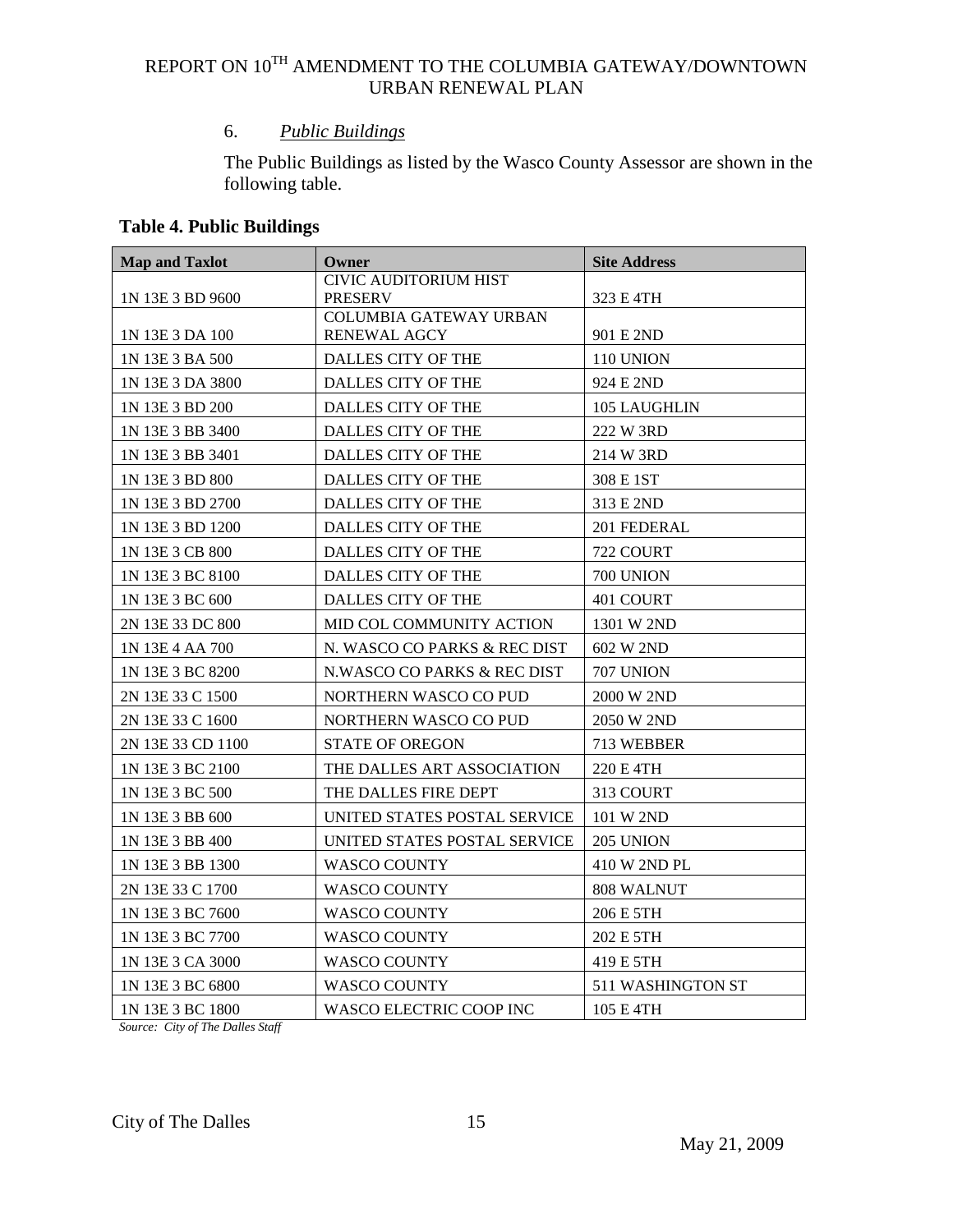6. *Public Buildings*

The Public Buildings as listed by the Wasco County Assessor are shown in the following table.

**Table 4. Public Buildings**

| Map and Taxlot | Owner | Site Address |
|---|---|---|
| 1N 13E 3 BD 9600 | CIVIC AUDITORIUM HIST PRESERV | 323 E 4TH |
| 1N 13E 3 DA 100 | COLUMBIA GATEWAY URBAN RENEWAL AGCY | 901 E 2ND |
| 1N 13E 3 BA 500 | DALLES CITY OF THE | 110 UNION |
| 1N 13E 3 DA 3800 | DALLES CITY OF THE | 924 E 2ND |
| 1N 13E 3 BD 200 | DALLES CITY OF THE | 105 LAUGHLIN |
| 1N 13E 3 BB 3400 | DALLES CITY OF THE | 222 W 3RD |
| 1N 13E 3 BB 3401 | DALLES CITY OF THE | 214 W 3RD |
| 1N 13E 3 BD 800 | DALLES CITY OF THE | 308 E 1ST |
| 1N 13E 3 BD 2700 | DALLES CITY OF THE | 313 E 2ND |
| 1N 13E 3 BD 1200 | DALLES CITY OF THE | 201 FEDERAL |
| 1N 13E 3 CB 800 | DALLES CITY OF THE | 722 COURT |
| 1N 13E 3 BC 8100 | DALLES CITY OF THE | 700 UNION |
| 1N 13E 3 BC 600 | DALLES CITY OF THE | 401 COURT |
| 2N 13E 33 DC 800 | MID COL COMMUNITY ACTION | 1301 W 2ND |
| 1N 13E 4 AA 700 | N. WASCO CO PARKS & REC DIST | 602 W 2ND |
| 1N 13E 3 BC 8200 | N.WASCO CO PARKS & REC DIST | 707 UNION |
| 2N 13E 33 C 1500 | NORTHERN WASCO CO PUD | 2000 W 2ND |
| 2N 13E 33 C 1600 | NORTHERN WASCO CO PUD | 2050 W 2ND |
| 2N 13E 33 CD 1100 | STATE OF OREGON | 713 WEBBER |
| 1N 13E 3 BC 2100 | THE DALLES ART ASSOCIATION | 220 E 4TH |
| 1N 13E 3 BC 500 | THE DALLES FIRE DEPT | 313 COURT |
| 1N 13E 3 BB 600 | UNITED STATES POSTAL SERVICE | 101 W 2ND |
| 1N 13E 3 BB 400 | UNITED STATES POSTAL SERVICE | 205 UNION |
| 1N 13E 3 BB 1300 | WASCO COUNTY | 410 W 2ND PL |
| 2N 13E 33 C 1700 | WASCO COUNTY | 808 WALNUT |
| 1N 13E 3 BC 7600 | WASCO COUNTY | 206 E 5TH |
| 1N 13E 3 BC 7700 | WASCO COUNTY | 202 E 5TH |
| 1N 13E 3 CA 3000 | WASCO COUNTY | 419 E 5TH |
| 1N 13E 3 BC 6800 | WASCO COUNTY | 511 WASHINGTON ST |
| 1N 13E 3 BC 1800 | WASCO ELECTRIC COOP INC | 105 E 4TH |

*Source: City of The Dalles Staff*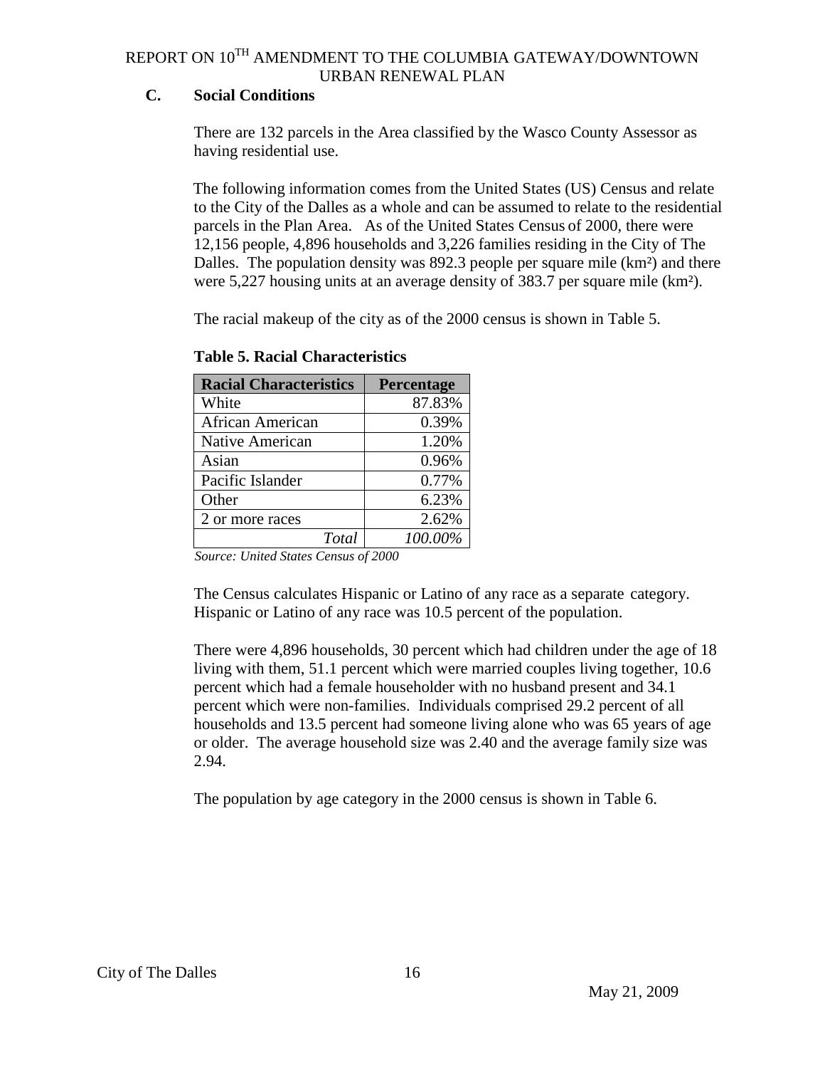### C. Social Conditions

There are 132 parcels in the Area classified by the Wasco County Assessor as having residential use.

The following information comes from the United States (US) Census and relate to the City of the Dalles as a whole and can be assumed to relate to the residential parcels in the Plan Area. As of the United States Census of 2000, there were 12,156 people, 4,896 households and 3,226 families residing in the City of The Dalles. The population density was 892.3 people per square mile (km²) and there were 5,227 housing units at an average density of 383.7 per square mile (km²).

The racial makeup of the city as of the 2000 census is shown in Table 5.

**Table 5. Racial Characteristics**

| Racial Characteristics | Percentage |
|---|---|
| White | 87.83% |
| African American | 0.39% |
| Native American | 1.20% |
| Asian | 0.96% |
| Pacific Islander | 0.77% |
| Other | 6.23% |
| 2 or more races | 2.62% |
| *Total* | *100.00%* |

*Source: United States Census of 2000*

The Census calculates Hispanic or Latino of any race as a separate category. Hispanic or Latino of any race was 10.5 percent of the population.

There were 4,896 households, 30 percent which had children under the age of 18 living with them, 51.1 percent which were married couples living together, 10.6 percent which had a female householder with no husband present and 34.1 percent which were non-families. Individuals comprised 29.2 percent of all households and 13.5 percent had someone living alone who was 65 years of age or older. The average household size was 2.40 and the average family size was 2.94.

The population by age category in the 2000 census is shown in Table 6.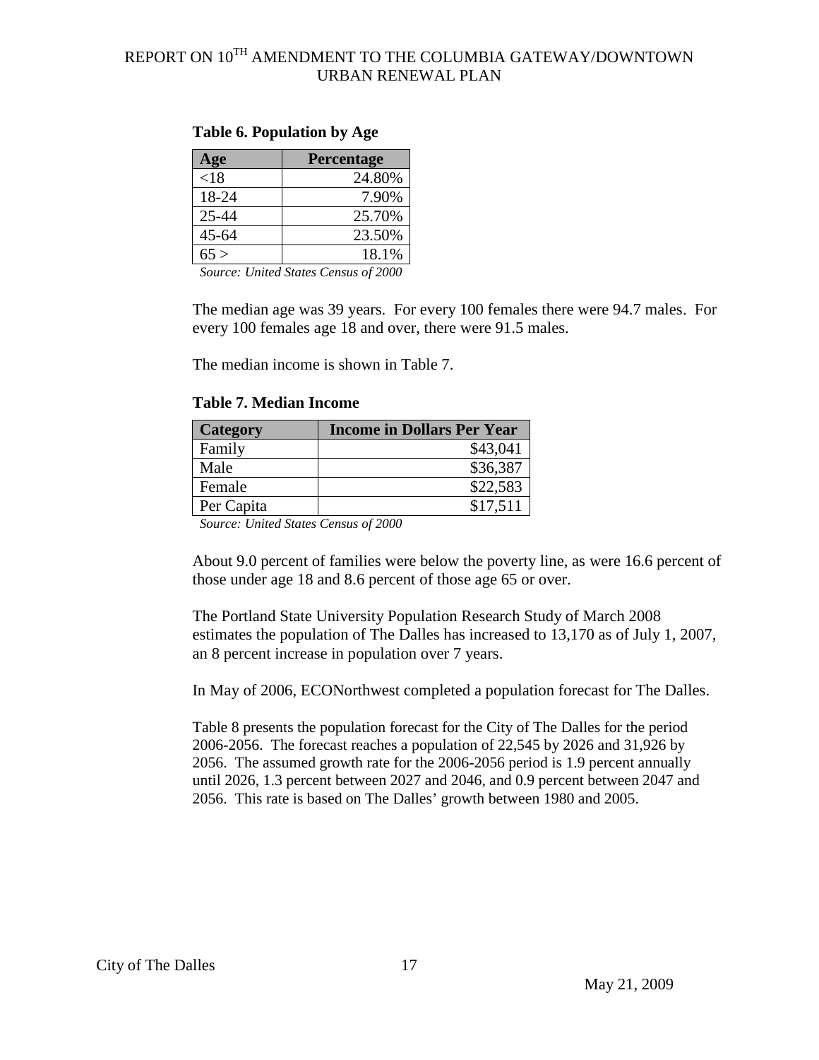**Table 6. Population by Age**

| Age | Percentage |
|---|---|
| <18 | 24.80% |
| 18-24 | 7.90% |
| 25-44 | 25.70% |
| 45-64 | 23.50% |
| 65 > | 18.1% |

*Source: United States Census of 2000*

The median age was 39 years. For every 100 females there were 94.7 males. For every 100 females age 18 and over, there were 91.5 males.

The median income is shown in Table 7.

**Table 7. Median Income**

| Category | Income in Dollars Per Year |
|---|---|
| Family | $43,041 |
| Male | $36,387 |
| Female | $22,583 |
| Per Capita | $17,511 |

*Source: United States Census of 2000*

About 9.0 percent of families were below the poverty line, as were 16.6 percent of those under age 18 and 8.6 percent of those age 65 or over.

The Portland State University Population Research Study of March 2008 estimates the population of The Dalles has increased to 13,170 as of July 1, 2007, an 8 percent increase in population over 7 years.

In May of 2006, ECONorthwest completed a population forecast for The Dalles.

Table 8 presents the population forecast for the City of The Dalles for the period 2006-2056. The forecast reaches a population of 22,545 by 2026 and 31,926 by 2056. The assumed growth rate for the 2006-2056 period is 1.9 percent annually until 2026, 1.3 percent between 2027 and 2046, and 0.9 percent between 2047 and 2056. This rate is based on The Dalles' growth between 1980 and 2005.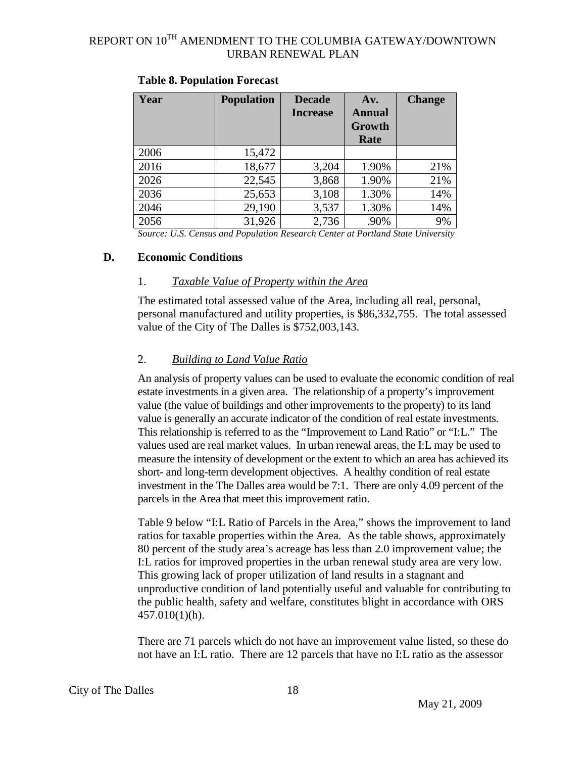**Table 8. Population Forecast**

| Year | Population | Decade Increase | Av. Annual Growth Rate | Change |
|---|---|---|---|---|
| 2006 | 15,472 | | | |
| 2016 | 18,677 | 3,204 | 1.90% | 21% |
| 2026 | 22,545 | 3,868 | 1.90% | 21% |
| 2036 | 25,653 | 3,108 | 1.30% | 14% |
| 2046 | 29,190 | 3,537 | 1.30% | 14% |
| 2056 | 31,926 | 2,736 | .90% | 9% |

*Source: U.S. Census and Population Research Center at Portland State University*

### D. Economic Conditions

#### 1. *Taxable Value of Property within the Area*

The estimated total assessed value of the Area, including all real, personal, personal manufactured and utility properties, is $86,332,755. The total assessed value of the City of The Dalles is $752,003,143.

#### 2. *Building to Land Value Ratio*

An analysis of property values can be used to evaluate the economic condition of real estate investments in a given area. The relationship of a property's improvement value (the value of buildings and other improvements to the property) to its land value is generally an accurate indicator of the condition of real estate investments. This relationship is referred to as the "Improvement to Land Ratio" or "I:L." The values used are real market values. In urban renewal areas, the I:L may be used to measure the intensity of development or the extent to which an area has achieved its short- and long-term development objectives. A healthy condition of real estate investment in the The Dalles area would be 7:1. There are only 4.09 percent of the parcels in the Area that meet this improvement ratio.

Table 9 below "I:L Ratio of Parcels in the Area," shows the improvement to land ratios for taxable properties within the Area. As the table shows, approximately 80 percent of the study area's acreage has less than 2.0 improvement value; the I:L ratios for improved properties in the urban renewal study area are very low. This growing lack of proper utilization of land results in a stagnant and unproductive condition of land potentially useful and valuable for contributing to the public health, safety and welfare, constitutes blight in accordance with ORS 457.010(1)(h).

There are 71 parcels which do not have an improvement value listed, so these do not have an I:L ratio. There are 12 parcels that have no I:L ratio as the assessor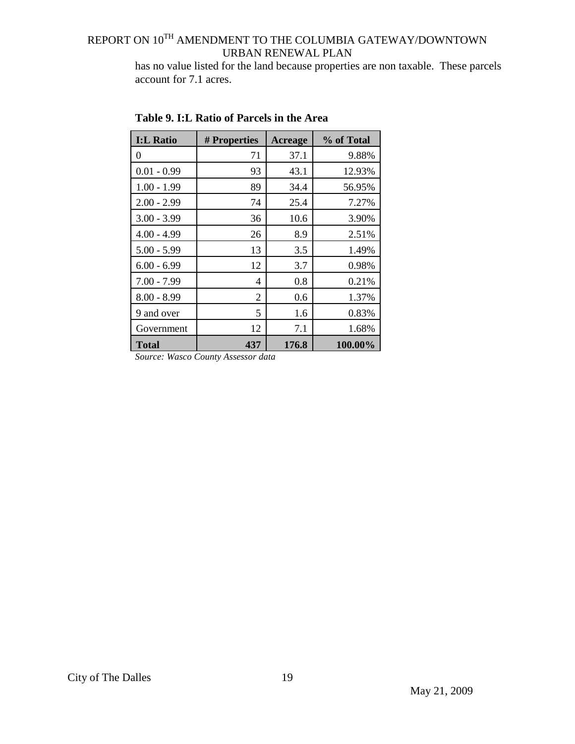has no value listed for the land because properties are non taxable. These parcels account for 7.1 acres.

**Table 9. I:L Ratio of Parcels in the Area**

| I:L Ratio | # Properties | Acreage | % of Total |
|---|---|---|---|
| 0 | 71 | 37.1 | 9.88% |
| 0.01 - 0.99 | 93 | 43.1 | 12.93% |
| 1.00 - 1.99 | 89 | 34.4 | 56.95% |
| 2.00 - 2.99 | 74 | 25.4 | 7.27% |
| 3.00 - 3.99 | 36 | 10.6 | 3.90% |
| 4.00 - 4.99 | 26 | 8.9 | 2.51% |
| 5.00 - 5.99 | 13 | 3.5 | 1.49% |
| 6.00 - 6.99 | 12 | 3.7 | 0.98% |
| 7.00 - 7.99 | 4 | 0.8 | 0.21% |
| 8.00 - 8.99 | 2 | 0.6 | 1.37% |
| 9 and over | 5 | 1.6 | 0.83% |
| Government | 12 | 7.1 | 1.68% |
| **Total** | **437** | **176.8** | **100.00%** |

*Source: Wasco County Assessor data*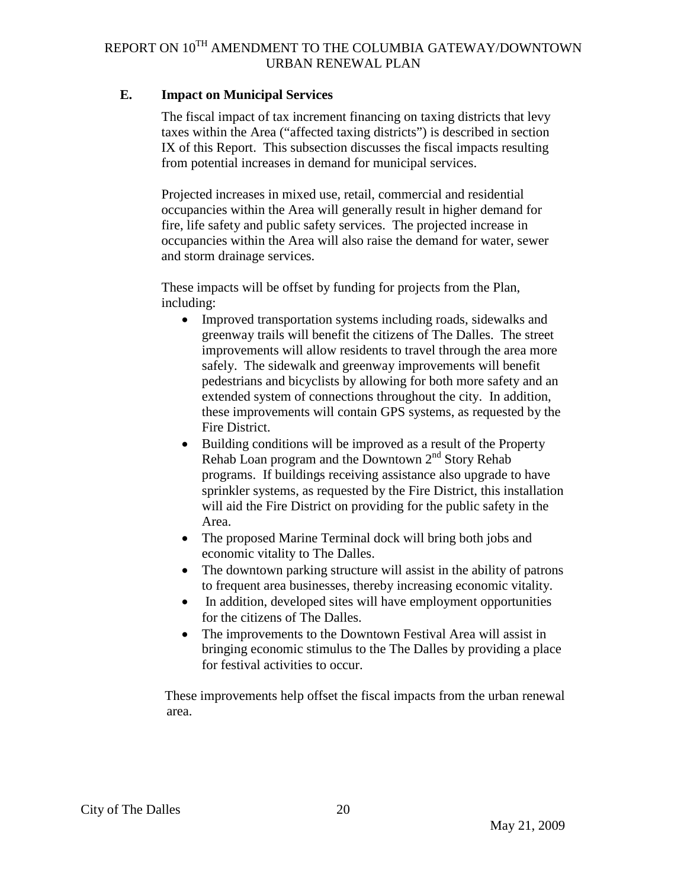## E. Impact on Municipal Services

The fiscal impact of tax increment financing on taxing districts that levy taxes within the Area ("affected taxing districts") is described in section IX of this Report. This subsection discusses the fiscal impacts resulting from potential increases in demand for municipal services.

Projected increases in mixed use, retail, commercial and residential occupancies within the Area will generally result in higher demand for fire, life safety and public safety services. The projected increase in occupancies within the Area will also raise the demand for water, sewer and storm drainage services.

These impacts will be offset by funding for projects from the Plan, including:

- Improved transportation systems including roads, sidewalks and greenway trails will benefit the citizens of The Dalles. The street improvements will allow residents to travel through the area more safely. The sidewalk and greenway improvements will benefit pedestrians and bicyclists by allowing for both more safety and an extended system of connections throughout the city. In addition, these improvements will contain GPS systems, as requested by the Fire District.
- Building conditions will be improved as a result of the Property Rehab Loan program and the Downtown 2nd Story Rehab programs. If buildings receiving assistance also upgrade to have sprinkler systems, as requested by the Fire District, this installation will aid the Fire District on providing for the public safety in the Area.
- The proposed Marine Terminal dock will bring both jobs and economic vitality to The Dalles.
- The downtown parking structure will assist in the ability of patrons to frequent area businesses, thereby increasing economic vitality.
- In addition, developed sites will have employment opportunities for the citizens of The Dalles.
- The improvements to the Downtown Festival Area will assist in bringing economic stimulus to the The Dalles by providing a place for festival activities to occur.

These improvements help offset the fiscal impacts from the urban renewal area.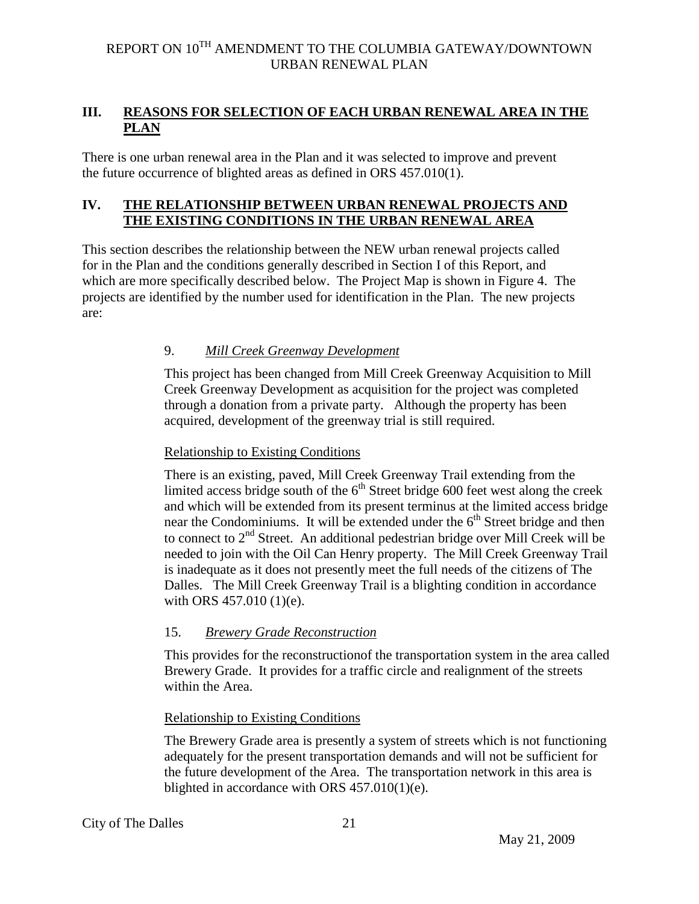## III. REASONS FOR SELECTION OF EACH URBAN RENEWAL AREA IN THE PLAN

There is one urban renewal area in the Plan and it was selected to improve and prevent the future occurrence of blighted areas as defined in ORS 457.010(1).

## IV. THE RELATIONSHIP BETWEEN URBAN RENEWAL PROJECTS AND THE EXISTING CONDITIONS IN THE URBAN RENEWAL AREA

This section describes the relationship between the NEW urban renewal projects called for in the Plan and the conditions generally described in Section I of this Report, and which are more specifically described below. The Project Map is shown in Figure 4. The projects are identified by the number used for identification in the Plan. The new projects are:

9. *Mill Creek Greenway Development*

This project has been changed from Mill Creek Greenway Acquisition to Mill Creek Greenway Development as acquisition for the project was completed through a donation from a private party. Although the property has been acquired, development of the greenway trial is still required.

Relationship to Existing Conditions

There is an existing, paved, Mill Creek Greenway Trail extending from the limited access bridge south of the 6th Street bridge 600 feet west along the creek and which will be extended from its present terminus at the limited access bridge near the Condominiums. It will be extended under the 6th Street bridge and then to connect to 2nd Street. An additional pedestrian bridge over Mill Creek will be needed to join with the Oil Can Henry property. The Mill Creek Greenway Trail is inadequate as it does not presently meet the full needs of the citizens of The Dalles. The Mill Creek Greenway Trail is a blighting condition in accordance with ORS 457.010 (1)(e).

15. *Brewery Grade Reconstruction*

This provides for the reconstructionof the transportation system in the area called Brewery Grade. It provides for a traffic circle and realignment of the streets within the Area.

Relationship to Existing Conditions

The Brewery Grade area is presently a system of streets which is not functioning adequately for the present transportation demands and will not be sufficient for the future development of the Area. The transportation network in this area is blighted in accordance with ORS 457.010(1)(e).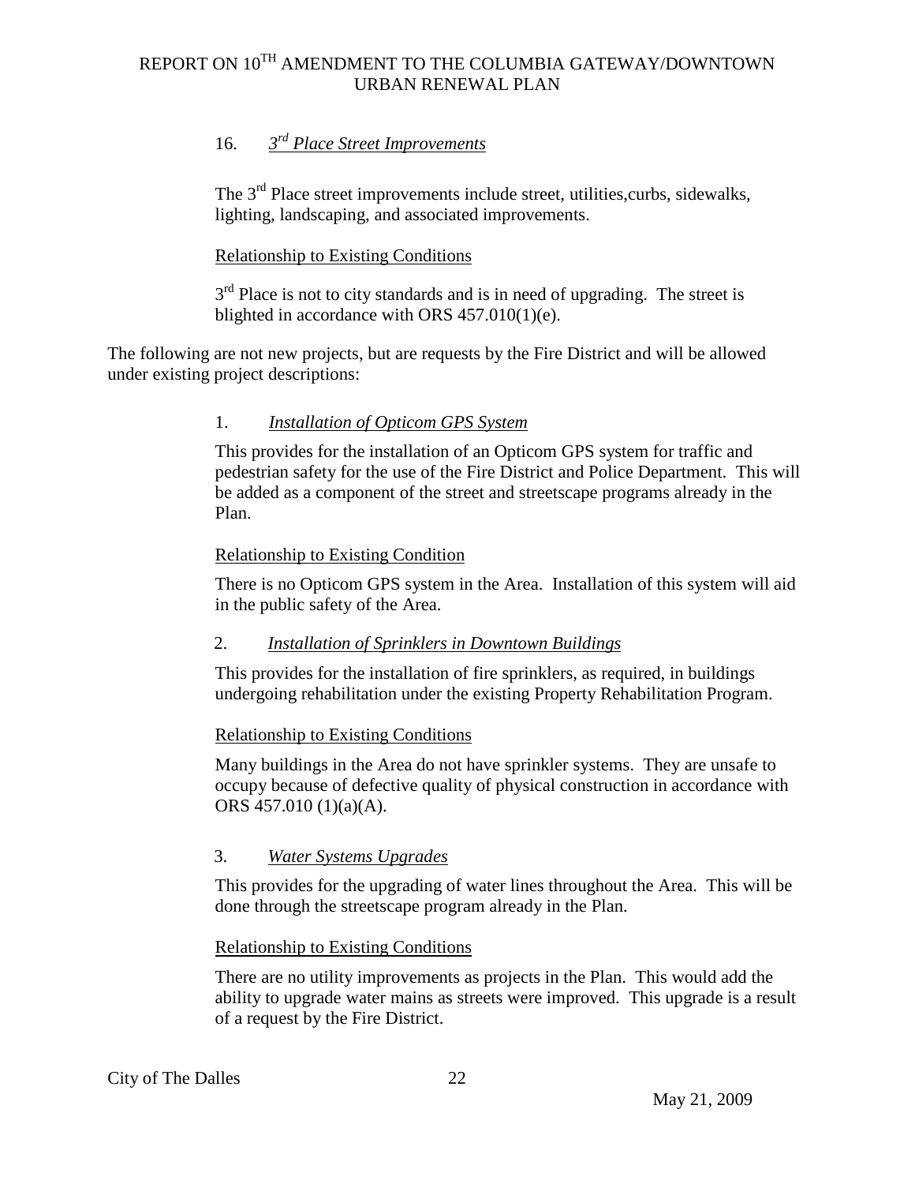16. *3rd Place Street Improvements*

The 3rd Place street improvements include street, utilities,curbs, sidewalks, lighting, landscaping, and associated improvements.

Relationship to Existing Conditions

3rd Place is not to city standards and is in need of upgrading. The street is blighted in accordance with ORS 457.010(1)(e).

The following are not new projects, but are requests by the Fire District and will be allowed under existing project descriptions:

1. *Installation of Opticom GPS System*

This provides for the installation of an Opticom GPS system for traffic and pedestrian safety for the use of the Fire District and Police Department. This will be added as a component of the street and streetscape programs already in the Plan.

Relationship to Existing Condition

There is no Opticom GPS system in the Area. Installation of this system will aid in the public safety of the Area.

2. *Installation of Sprinklers in Downtown Buildings*

This provides for the installation of fire sprinklers, as required, in buildings undergoing rehabilitation under the existing Property Rehabilitation Program.

Relationship to Existing Conditions

Many buildings in the Area do not have sprinkler systems. They are unsafe to occupy because of defective quality of physical construction in accordance with ORS 457.010 (1)(a)(A).

3. *Water Systems Upgrades*

This provides for the upgrading of water lines throughout the Area. This will be done through the streetscape program already in the Plan.

Relationship to Existing Conditions

There are no utility improvements as projects in the Plan. This would add the ability to upgrade water mains as streets were improved. This upgrade is a result of a request by the Fire District.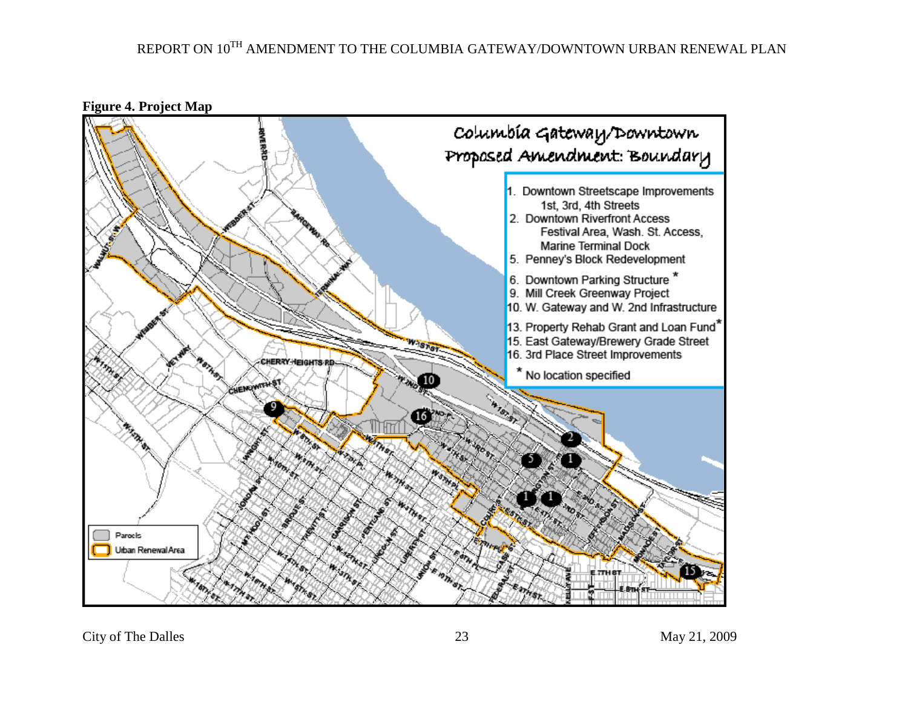**Figure 4. Project Map**

Columbia Gateway/Downtown Proposed Amendment: Boundary

1. Downtown Streetscape Improvements 1st, 3rd, 4th Streets
2. Downtown Riverfront Access Festival Area, Wash. St. Access, Marine Terminal Dock
5. Penney's Block Redevelopment
6. Downtown Parking Structure *
9. Mill Creek Greenway Project
10. W. Gateway and W. 2nd Infrastructure
13. Property Rehab Grant and Loan Fund*
15. East Gateway/Brewery Grade Street
16. 3rd Place Street Improvements

\* No location specified

Parcels

Urban Renewal Area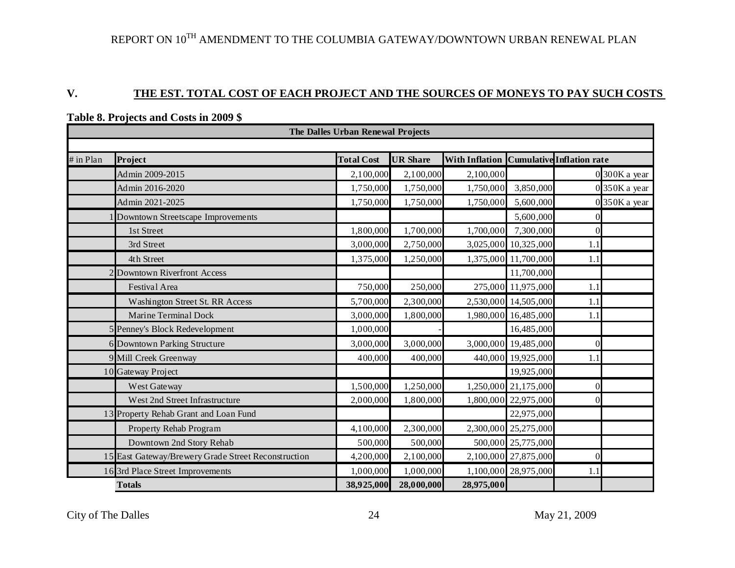## V. THE EST. TOTAL COST OF EACH PROJECT AND THE SOURCES OF MONEYS TO PAY SUCH COSTS

**Table 8. Projects and Costs in 2009 $**

| The Dalles Urban Renewal Projects | | | | | | | | |
|---|---|---|---|---|---|---|---|---|
| # in Plan | Project | Total Cost | UR Share | With Inflation | Cumulative | Inflation rate | | |
| | Admin 2009-2015 | 2,100,000 | 2,100,000 | 2,100,000 | | 0 | 300K a year |
| | Admin 2016-2020 | 1,750,000 | 1,750,000 | 1,750,000 | 3,850,000 | 0 | 350K a year |
| | Admin 2021-2025 | 1,750,000 | 1,750,000 | 1,750,000 | 5,600,000 | 0 | 350K a year |
| 1 | Downtown Streetscape Improvements | | | | 5,600,000 | 0 | |
| | 1st Street | 1,800,000 | 1,700,000 | 1,700,000 | 7,300,000 | 0 | |
| | 3rd Street | 3,000,000 | 2,750,000 | 3,025,000 | 10,325,000 | 1.1 | |
| | 4th Street | 1,375,000 | 1,250,000 | 1,375,000 | 11,700,000 | 1.1 | |
| 2 | Downtown Riverfront Access | | | | 11,700,000 | | |
| | Festival Area | 750,000 | 250,000 | 275,000 | 11,975,000 | 1.1 | |
| | Washington Street St. RR Access | 5,700,000 | 2,300,000 | 2,530,000 | 14,505,000 | 1.1 | |
| | Marine Terminal Dock | 3,000,000 | 1,800,000 | 1,980,000 | 16,485,000 | 1.1 | |
| 5 | Penney's Block Redevelopment | 1,000,000 | - | | 16,485,000 | | |
| 6 | Downtown Parking Structure | 3,000,000 | 3,000,000 | 3,000,000 | 19,485,000 | 0 | |
| 9 | Mill Creek Greenway | 400,000 | 400,000 | 440,000 | 19,925,000 | 1.1 | |
| 10 | Gateway Project | | | | 19,925,000 | | |
| | West Gateway | 1,500,000 | 1,250,000 | 1,250,000 | 21,175,000 | 0 | |
| | West 2nd Street Infrastructure | 2,000,000 | 1,800,000 | 1,800,000 | 22,975,000 | 0 | |
| 13 | Property Rehab Grant and Loan Fund | | | | 22,975,000 | | |
| | Property Rehab Program | 4,100,000 | 2,300,000 | 2,300,000 | 25,275,000 | | |
| | Downtown 2nd Story Rehab | 500,000 | 500,000 | 500,000 | 25,775,000 | | |
| 15 | East Gateway/Brewery Grade Street Reconstruction | 4,200,000 | 2,100,000 | 2,100,000 | 27,875,000 | 0 | |
| 16 | 3rd Place Street Improvements | 1,000,000 | 1,000,000 | 1,100,000 | 28,975,000 | 1.1 | |
| | **Totals** | **38,925,000** | **28,000,000** | **28,975,000** | | | |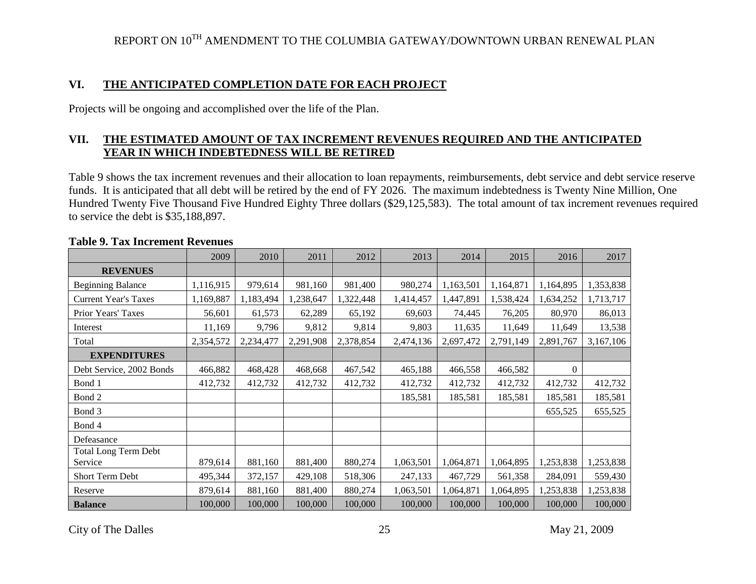## VI. THE ANTICIPATED COMPLETION DATE FOR EACH PROJECT

Projects will be ongoing and accomplished over the life of the Plan.

## VII. THE ESTIMATED AMOUNT OF TAX INCREMENT REVENUES REQUIRED AND THE ANTICIPATED YEAR IN WHICH INDEBTEDNESS WILL BE RETIRED

Table 9 shows the tax increment revenues and their allocation to loan repayments, reimbursements, debt service and debt service reserve funds. It is anticipated that all debt will be retired by the end of FY 2026. The maximum indebtedness is Twenty Nine Million, One Hundred Twenty Five Thousand Five Hundred Eighty Three dollars ($29,125,583). The total amount of tax increment revenues required to service the debt is $35,188,897.

**Table 9. Tax Increment Revenues**

| | 2009 | 2010 | 2011 | 2012 | 2013 | 2014 | 2015 | 2016 | 2017 |
|---|---|---|---|---|---|---|---|---|---|
| **REVENUES** | | | | | | | | | |
| Beginning Balance | 1,116,915 | 979,614 | 981,160 | 981,400 | 980,274 | 1,163,501 | 1,164,871 | 1,164,895 | 1,353,838 |
| Current Year's Taxes | 1,169,887 | 1,183,494 | 1,238,647 | 1,322,448 | 1,414,457 | 1,447,891 | 1,538,424 | 1,634,252 | 1,713,717 |
| Prior Years' Taxes | 56,601 | 61,573 | 62,289 | 65,192 | 69,603 | 74,445 | 76,205 | 80,970 | 86,013 |
| Interest | 11,169 | 9,796 | 9,812 | 9,814 | 9,803 | 11,635 | 11,649 | 11,649 | 13,538 |
| Total | 2,354,572 | 2,234,477 | 2,291,908 | 2,378,854 | 2,474,136 | 2,697,472 | 2,791,149 | 2,891,767 | 3,167,106 |
| **EXPENDITURES** | | | | | | | | | |
| Debt Service, 2002 Bonds | 466,882 | 468,428 | 468,668 | 467,542 | 465,188 | 466,558 | 466,582 | 0 | |
| Bond 1 | 412,732 | 412,732 | 412,732 | 412,732 | 412,732 | 412,732 | 412,732 | 412,732 | 412,732 |
| Bond 2 | | | | | 185,581 | 185,581 | 185,581 | 185,581 | 185,581 |
| Bond 3 | | | | | | | | 655,525 | 655,525 |
| Bond 4 | | | | | | | | | |
| Defeasance | | | | | | | | | |
| Total Long Term Debt Service | 879,614 | 881,160 | 881,400 | 880,274 | 1,063,501 | 1,064,871 | 1,064,895 | 1,253,838 | 1,253,838 |
| Short Term Debt | 495,344 | 372,157 | 429,108 | 518,306 | 247,133 | 467,729 | 561,358 | 284,091 | 559,430 |
| Reserve | 879,614 | 881,160 | 881,400 | 880,274 | 1,063,501 | 1,064,871 | 1,064,895 | 1,253,838 | 1,253,838 |
| **Balance** | 100,000 | 100,000 | 100,000 | 100,000 | 100,000 | 100,000 | 100,000 | 100,000 | 100,000 |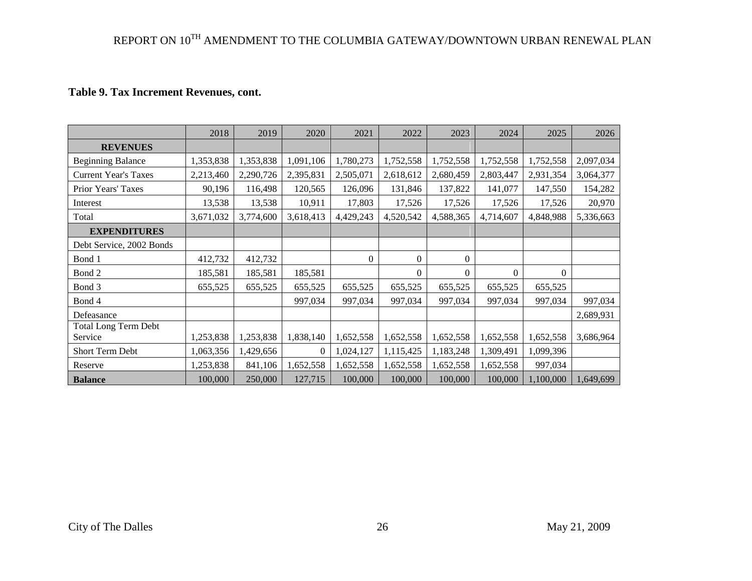**Table 9. Tax Increment Revenues, cont.**

| | 2018 | 2019 | 2020 | 2021 | 2022 | 2023 | 2024 | 2025 | 2026 |
|---|---|---|---|---|---|---|---|---|---|
| **REVENUES** | | | | | | | | | |
| Beginning Balance | 1,353,838 | 1,353,838 | 1,091,106 | 1,780,273 | 1,752,558 | 1,752,558 | 1,752,558 | 1,752,558 | 2,097,034 |
| Current Year's Taxes | 2,213,460 | 2,290,726 | 2,395,831 | 2,505,071 | 2,618,612 | 2,680,459 | 2,803,447 | 2,931,354 | 3,064,377 |
| Prior Years' Taxes | 90,196 | 116,498 | 120,565 | 126,096 | 131,846 | 137,822 | 141,077 | 147,550 | 154,282 |
| Interest | 13,538 | 13,538 | 10,911 | 17,803 | 17,526 | 17,526 | 17,526 | 17,526 | 20,970 |
| Total | 3,671,032 | 3,774,600 | 3,618,413 | 4,429,243 | 4,520,542 | 4,588,365 | 4,714,607 | 4,848,988 | 5,336,663 |
| **EXPENDITURES** | | | | | | | | | |
| Debt Service, 2002 Bonds | | | | | | | | | |
| Bond 1 | 412,732 | 412,732 | | 0 | 0 | 0 | | | |
| Bond 2 | 185,581 | 185,581 | 185,581 | | 0 | 0 | 0 | 0 | |
| Bond 3 | 655,525 | 655,525 | 655,525 | 655,525 | 655,525 | 655,525 | 655,525 | 655,525 | |
| Bond 4 | | | 997,034 | 997,034 | 997,034 | 997,034 | 997,034 | 997,034 | 997,034 |
| Defeasance | | | | | | | | | 2,689,931 |
| Total Long Term Debt Service | 1,253,838 | 1,253,838 | 1,838,140 | 1,652,558 | 1,652,558 | 1,652,558 | 1,652,558 | 1,652,558 | 3,686,964 |
| Short Term Debt | 1,063,356 | 1,429,656 | 0 | 1,024,127 | 1,115,425 | 1,183,248 | 1,309,491 | 1,099,396 | |
| Reserve | 1,253,838 | 841,106 | 1,652,558 | 1,652,558 | 1,652,558 | 1,652,558 | 1,652,558 | 997,034 | |
| **Balance** | 100,000 | 250,000 | 127,715 | 100,000 | 100,000 | 100,000 | 100,000 | 1,100,000 | 1,649,699 |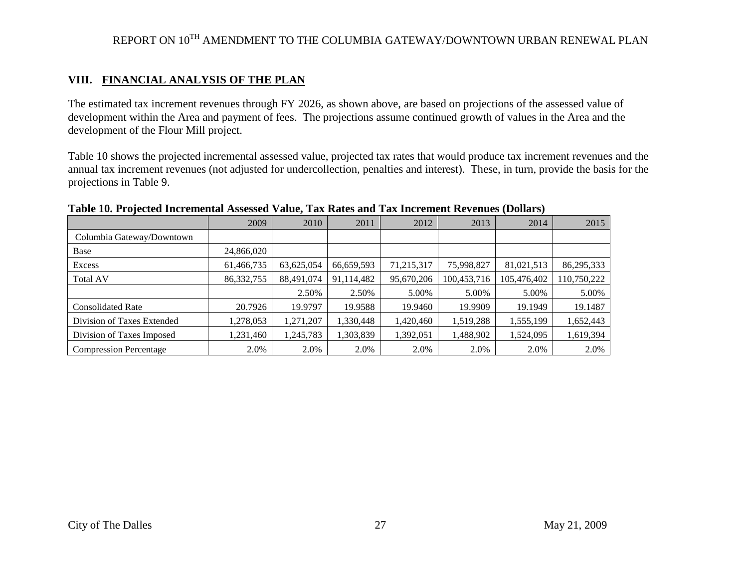## VIII. FINANCIAL ANALYSIS OF THE PLAN

The estimated tax increment revenues through FY 2026, as shown above, are based on projections of the assessed value of development within the Area and payment of fees. The projections assume continued growth of values in the Area and the development of the Flour Mill project.

Table 10 shows the projected incremental assessed value, projected tax rates that would produce tax increment revenues and the annual tax increment revenues (not adjusted for undercollection, penalties and interest). These, in turn, provide the basis for the projections in Table 9.

**Table 10. Projected Incremental Assessed Value, Tax Rates and Tax Increment Revenues (Dollars)**

| | 2009 | 2010 | 2011 | 2012 | 2013 | 2014 | 2015 |
|---|---|---|---|---|---|---|---|
| Columbia Gateway/Downtown | | | | | | | |
| Base | 24,866,020 | | | | | | |
| Excess | 61,466,735 | 63,625,054 | 66,659,593 | 71,215,317 | 75,998,827 | 81,021,513 | 86,295,333 |
| Total AV | 86,332,755 | 88,491,074 | 91,114,482 | 95,670,206 | 100,453,716 | 105,476,402 | 110,750,222 |
| | | 2.50% | 2.50% | 5.00% | 5.00% | 5.00% | 5.00% |
| Consolidated Rate | 20.7926 | 19.9797 | 19.9588 | 19.9460 | 19.9909 | 19.1949 | 19.1487 |
| Division of Taxes Extended | 1,278,053 | 1,271,207 | 1,330,448 | 1,420,460 | 1,519,288 | 1,555,199 | 1,652,443 |
| Division of Taxes Imposed | 1,231,460 | 1,245,783 | 1,303,839 | 1,392,051 | 1,488,902 | 1,524,095 | 1,619,394 |
| Compression Percentage | 2.0% | 2.0% | 2.0% | 2.0% | 2.0% | 2.0% | 2.0% |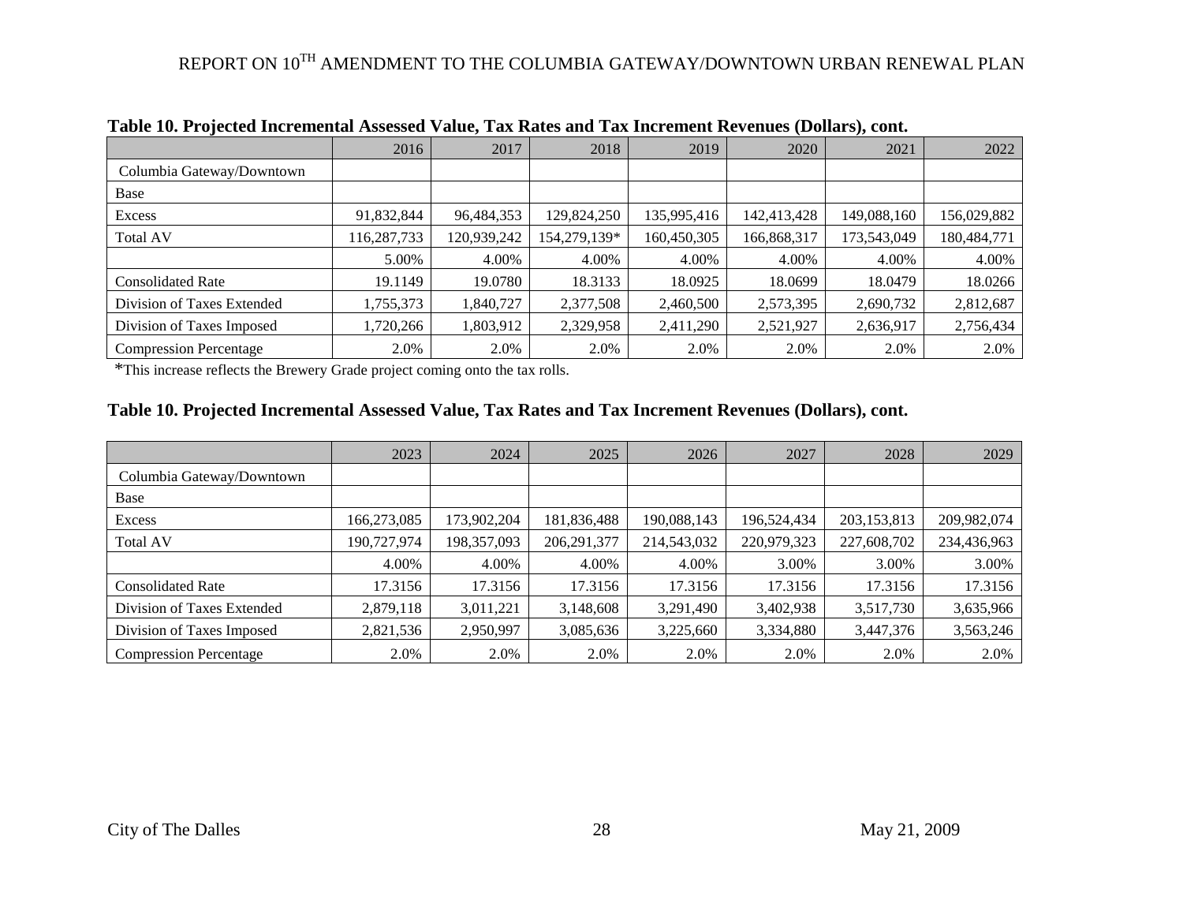**Table 10. Projected Incremental Assessed Value, Tax Rates and Tax Increment Revenues (Dollars), cont.**

| | 2016 | 2017 | 2018 | 2019 | 2020 | 2021 | 2022 |
|---|---|---|---|---|---|---|---|
| Columbia Gateway/Downtown | | | | | | | |
| Base | | | | | | | |
| Excess | 91,832,844 | 96,484,353 | 129,824,250 | 135,995,416 | 142,413,428 | 149,088,160 | 156,029,882 |
| Total AV | 116,287,733 | 120,939,242 | 154,279,139* | 160,450,305 | 166,868,317 | 173,543,049 | 180,484,771 |
| | 5.00% | 4.00% | 4.00% | 4.00% | 4.00% | 4.00% | 4.00% |
| Consolidated Rate | 19.1149 | 19.0780 | 18.3133 | 18.0925 | 18.0699 | 18.0479 | 18.0266 |
| Division of Taxes Extended | 1,755,373 | 1,840,727 | 2,377,508 | 2,460,500 | 2,573,395 | 2,690,732 | 2,812,687 |
| Division of Taxes Imposed | 1,720,266 | 1,803,912 | 2,329,958 | 2,411,290 | 2,521,927 | 2,636,917 | 2,756,434 |
| Compression Percentage | 2.0% | 2.0% | 2.0% | 2.0% | 2.0% | 2.0% | 2.0% |

*This increase reflects the Brewery Grade project coming onto the tax rolls.

**Table 10. Projected Incremental Assessed Value, Tax Rates and Tax Increment Revenues (Dollars), cont.**

| | 2023 | 2024 | 2025 | 2026 | 2027 | 2028 | 2029 |
|---|---|---|---|---|---|---|---|
| Columbia Gateway/Downtown | | | | | | | |
| Base | | | | | | | |
| Excess | 166,273,085 | 173,902,204 | 181,836,488 | 190,088,143 | 196,524,434 | 203,153,813 | 209,982,074 |
| Total AV | 190,727,974 | 198,357,093 | 206,291,377 | 214,543,032 | 220,979,323 | 227,608,702 | 234,436,963 |
| | 4.00% | 4.00% | 4.00% | 4.00% | 3.00% | 3.00% | 3.00% |
| Consolidated Rate | 17.3156 | 17.3156 | 17.3156 | 17.3156 | 17.3156 | 17.3156 | 17.3156 |
| Division of Taxes Extended | 2,879,118 | 3,011,221 | 3,148,608 | 3,291,490 | 3,402,938 | 3,517,730 | 3,635,966 |
| Division of Taxes Imposed | 2,821,536 | 2,950,997 | 3,085,636 | 3,225,660 | 3,334,880 | 3,447,376 | 3,563,246 |
| Compression Percentage | 2.0% | 2.0% | 2.0% | 2.0% | 2.0% | 2.0% | 2.0% |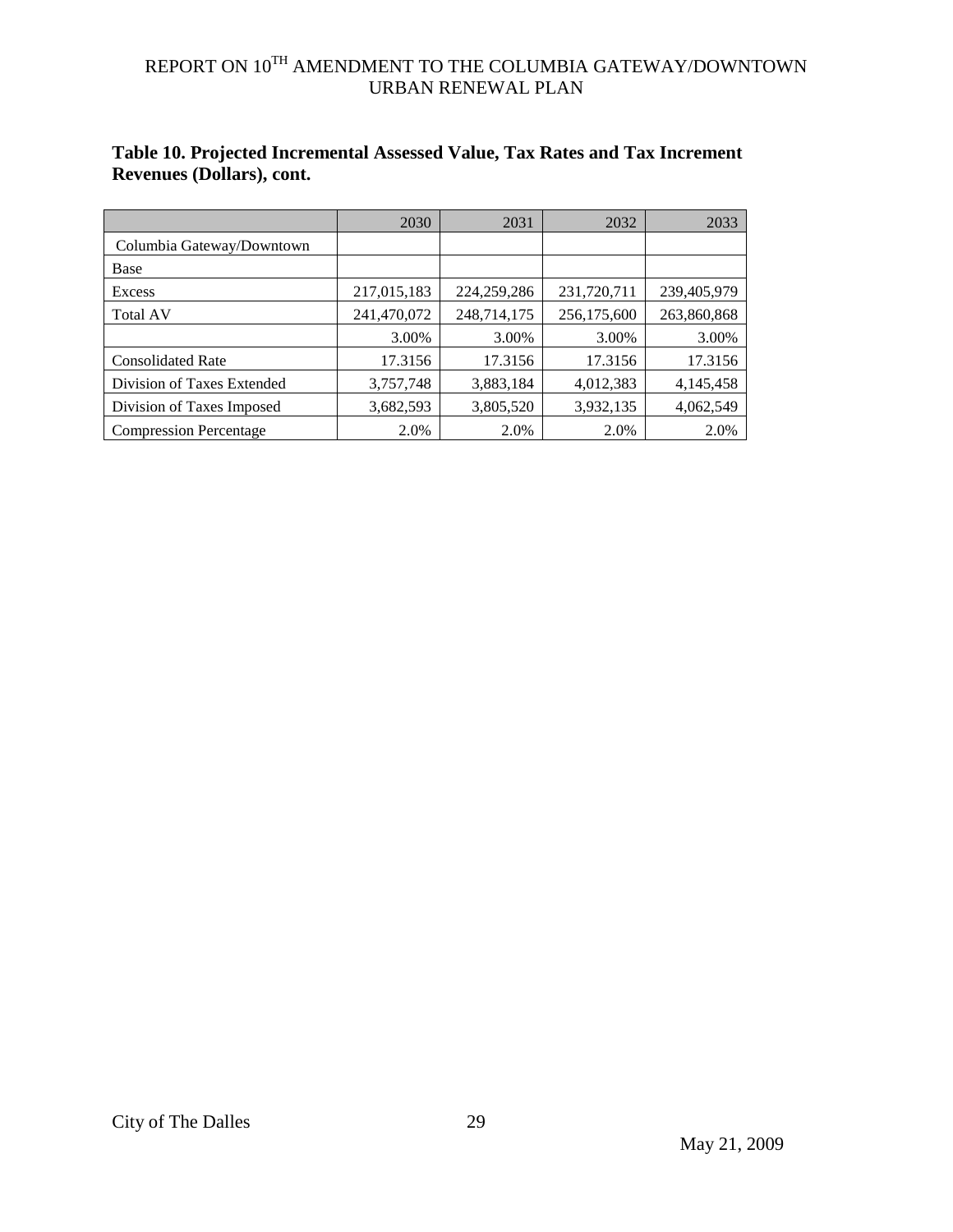**Table 10. Projected Incremental Assessed Value, Tax Rates and Tax Increment Revenues (Dollars), cont.**

| | 2030 | 2031 | 2032 | 2033 |
|---|---|---|---|---|
| Columbia Gateway/Downtown | | | | |
| Base | | | | |
| Excess | 217,015,183 | 224,259,286 | 231,720,711 | 239,405,979 |
| Total AV | 241,470,072 | 248,714,175 | 256,175,600 | 263,860,868 |
| | 3.00% | 3.00% | 3.00% | 3.00% |
| Consolidated Rate | 17.3156 | 17.3156 | 17.3156 | 17.3156 |
| Division of Taxes Extended | 3,757,748 | 3,883,184 | 4,012,383 | 4,145,458 |
| Division of Taxes Imposed | 3,682,593 | 3,805,520 | 3,932,135 | 4,062,549 |
| Compression Percentage | 2.0% | 2.0% | 2.0% | 2.0% |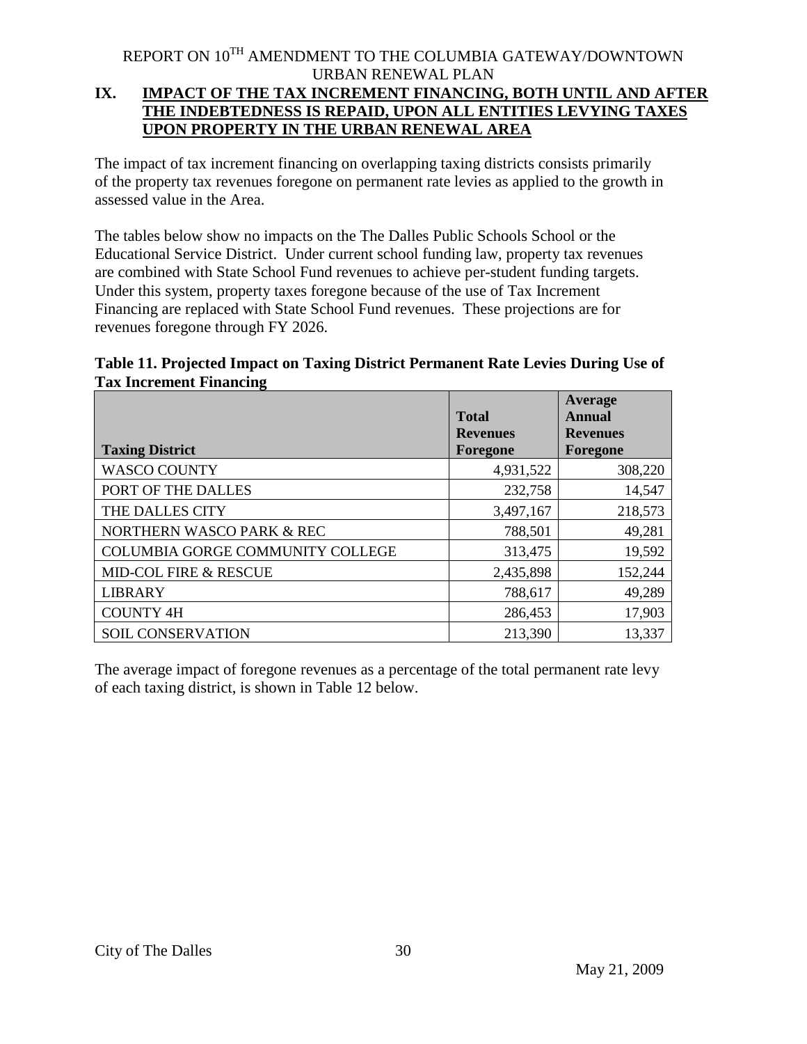## IX. IMPACT OF THE TAX INCREMENT FINANCING, BOTH UNTIL AND AFTER THE INDEBTEDNESS IS REPAID, UPON ALL ENTITIES LEVYING TAXES UPON PROPERTY IN THE URBAN RENEWAL AREA

The impact of tax increment financing on overlapping taxing districts consists primarily of the property tax revenues foregone on permanent rate levies as applied to the growth in assessed value in the Area.

The tables below show no impacts on the The Dalles Public Schools School or the Educational Service District. Under current school funding law, property tax revenues are combined with State School Fund revenues to achieve per-student funding targets. Under this system, property taxes foregone because of the use of Tax Increment Financing are replaced with State School Fund revenues. These projections are for revenues foregone through FY 2026.

**Table 11. Projected Impact on Taxing District Permanent Rate Levies During Use of Tax Increment Financing**

| Taxing District | Total Revenues Foregone | Average Annual Revenues Foregone |
|---|---|---|
| WASCO COUNTY | 4,931,522 | 308,220 |
| PORT OF THE DALLES | 232,758 | 14,547 |
| THE DALLES CITY | 3,497,167 | 218,573 |
| NORTHERN WASCO PARK & REC | 788,501 | 49,281 |
| COLUMBIA GORGE COMMUNITY COLLEGE | 313,475 | 19,592 |
| MID-COL FIRE & RESCUE | 2,435,898 | 152,244 |
| LIBRARY | 788,617 | 49,289 |
| COUNTY 4H | 286,453 | 17,903 |
| SOIL CONSERVATION | 213,390 | 13,337 |

The average impact of foregone revenues as a percentage of the total permanent rate levy of each taxing district, is shown in Table 12 below.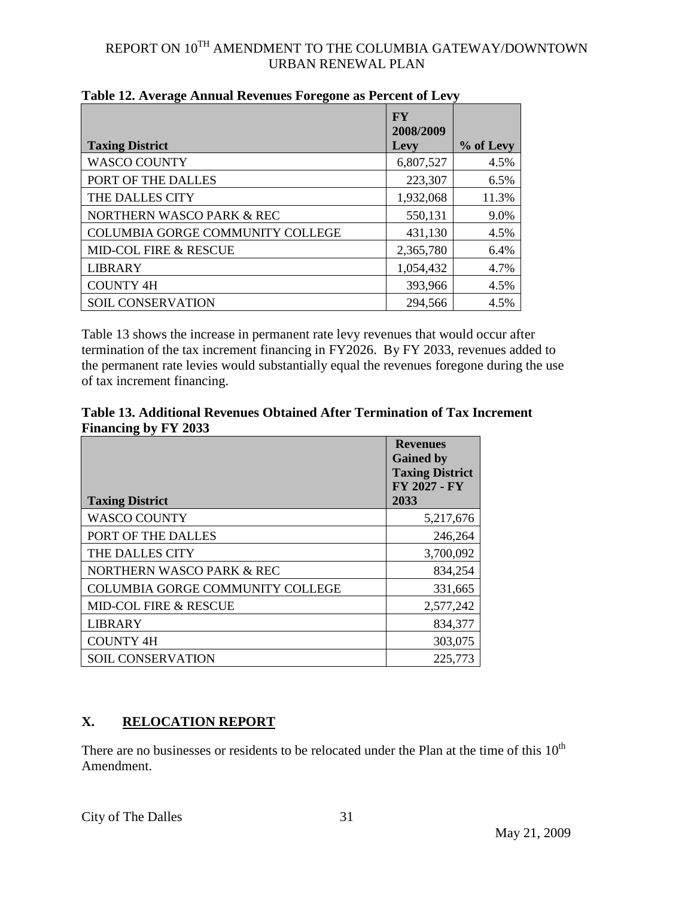**Table 12. Average Annual Revenues Foregone as Percent of Levy**

| Taxing District | FY 2008/2009 Levy | % of Levy |
|---|---|---|
| WASCO COUNTY | 6,807,527 | 4.5% |
| PORT OF THE DALLES | 223,307 | 6.5% |
| THE DALLES CITY | 1,932,068 | 11.3% |
| NORTHERN WASCO PARK & REC | 550,131 | 9.0% |
| COLUMBIA GORGE COMMUNITY COLLEGE | 431,130 | 4.5% |
| MID-COL FIRE & RESCUE | 2,365,780 | 6.4% |
| LIBRARY | 1,054,432 | 4.7% |
| COUNTY 4H | 393,966 | 4.5% |
| SOIL CONSERVATION | 294,566 | 4.5% |

Table 13 shows the increase in permanent rate levy revenues that would occur after termination of the tax increment financing in FY2026. By FY 2033, revenues added to the permanent rate levies would substantially equal the revenues foregone during the use of tax increment financing.

**Table 13. Additional Revenues Obtained After Termination of Tax Increment Financing by FY 2033**

| Taxing District | Revenues Gained by Taxing District FY 2027 - FY 2033 |
|---|---|
| WASCO COUNTY | 5,217,676 |
| PORT OF THE DALLES | 246,264 |
| THE DALLES CITY | 3,700,092 |
| NORTHERN WASCO PARK & REC | 834,254 |
| COLUMBIA GORGE COMMUNITY COLLEGE | 331,665 |
| MID-COL FIRE & RESCUE | 2,577,242 |
| LIBRARY | 834,377 |
| COUNTY 4H | 303,075 |
| SOIL CONSERVATION | 225,773 |

## X. RELOCATION REPORT

There are no businesses or residents to be relocated under the Plan at the time of this 10th Amendment.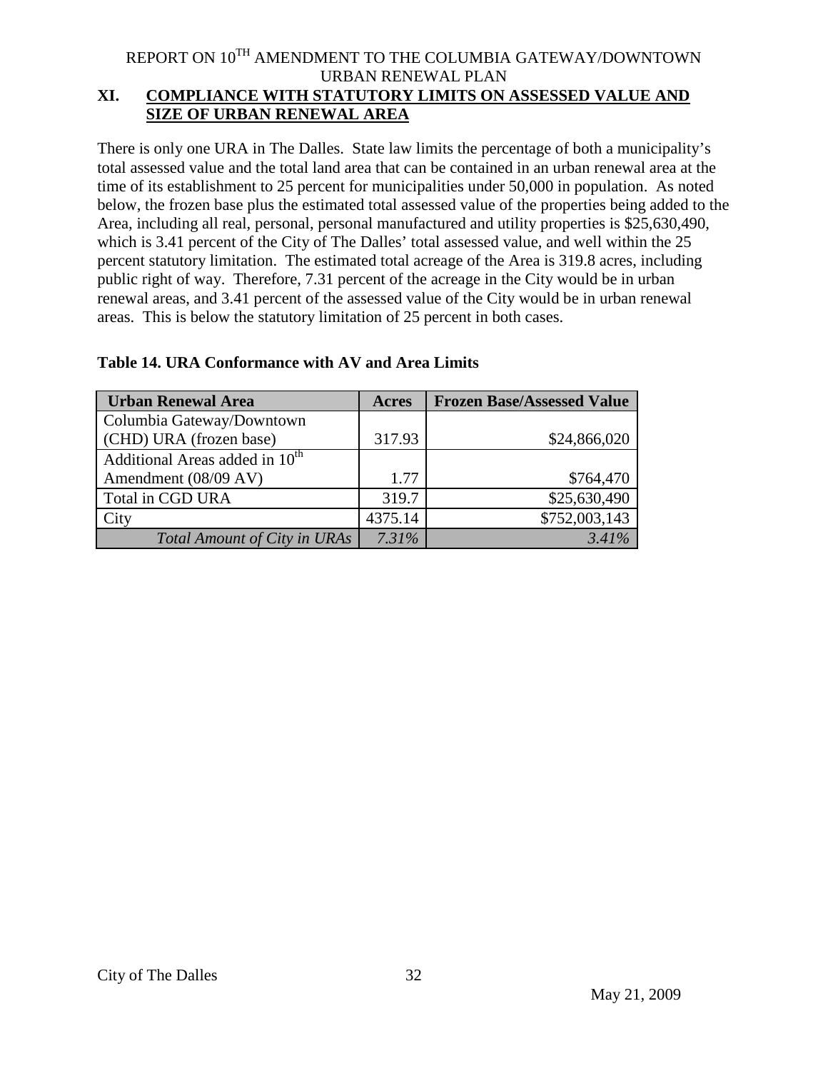## XI. COMPLIANCE WITH STATUTORY LIMITS ON ASSESSED VALUE AND SIZE OF URBAN RENEWAL AREA

There is only one URA in The Dalles. State law limits the percentage of both a municipality's total assessed value and the total land area that can be contained in an urban renewal area at the time of its establishment to 25 percent for municipalities under 50,000 in population. As noted below, the frozen base plus the estimated total assessed value of the properties being added to the Area, including all real, personal, personal manufactured and utility properties is $25,630,490, which is 3.41 percent of the City of The Dalles' total assessed value, and well within the 25 percent statutory limitation. The estimated total acreage of the Area is 319.8 acres, including public right of way. Therefore, 7.31 percent of the acreage in the City would be in urban renewal areas, and 3.41 percent of the assessed value of the City would be in urban renewal areas. This is below the statutory limitation of 25 percent in both cases.

**Table 14. URA Conformance with AV and Area Limits**

| Urban Renewal Area | Acres | Frozen Base/Assessed Value |
|---|---|---|
| Columbia Gateway/Downtown (CHD) URA (frozen base) | 317.93 | $24,866,020 |
| Additional Areas added in 10th Amendment (08/09 AV) | 1.77 | $764,470 |
| Total in CGD URA | 319.7 | $25,630,490 |
| City | 4375.14 | $752,003,143 |
| *Total Amount of City in URAs* | *7.31%* | *3.41%* |